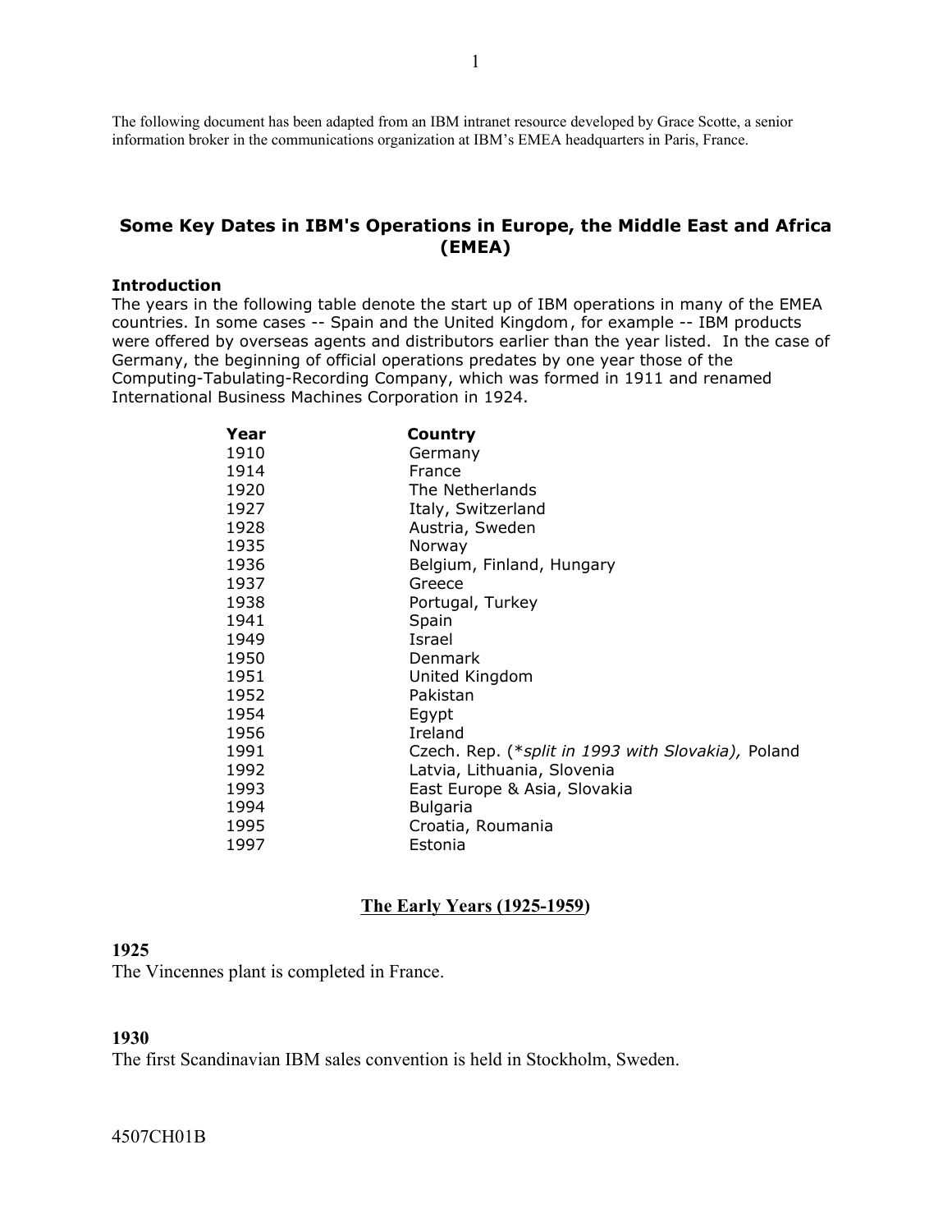The following document has been adapted from an IBM intranet resource developed by Grace Scotte, a senior information broker in the communications organization at IBM's EMEA headquarters in Paris, France.

## Some Key Dates in IBM's Operations in Europe, the Middle East and Africa (EMEA)

### Introduction

The years in the following table denote the start up of IBM operations in many of the EMEA countries. In some cases -- Spain and the United Kingdom, for example -- IBM products were offered by overseas agents and distributors earlier than the year listed. In the case of Germany, the beginning of official operations predates by one year those of the Computing-Tabulating-Recording Company, which was formed in 1911 and renamed International Business Machines Corporation in 1924.

| Year | Country |
|---|---|
| 1910 | Germany |
| 1914 | France |
| 1920 | The Netherlands |
| 1927 | Italy, Switzerland |
| 1928 | Austria, Sweden |
| 1935 | Norway |
| 1936 | Belgium, Finland, Hungary |
| 1937 | Greece |
| 1938 | Portugal, Turkey |
| 1941 | Spain |
| 1949 | Israel |
| 1950 | Denmark |
| 1951 | United Kingdom |
| 1952 | Pakistan |
| 1954 | Egypt |
| 1956 | Ireland |
| 1991 | Czech. Rep. (**split in 1993 with Slovakia),* Poland |
| 1992 | Latvia, Lithuania, Slovenia |
| 1993 | East Europe & Asia, Slovakia |
| 1994 | Bulgaria |
| 1995 | Croatia, Roumania |
| 1997 | Estonia |

## The Early Years (1925-1959)

**1925**

The Vincennes plant is completed in France.

**1930**

The first Scandinavian IBM sales convention is held in Stockholm, Sweden.

4507CH01B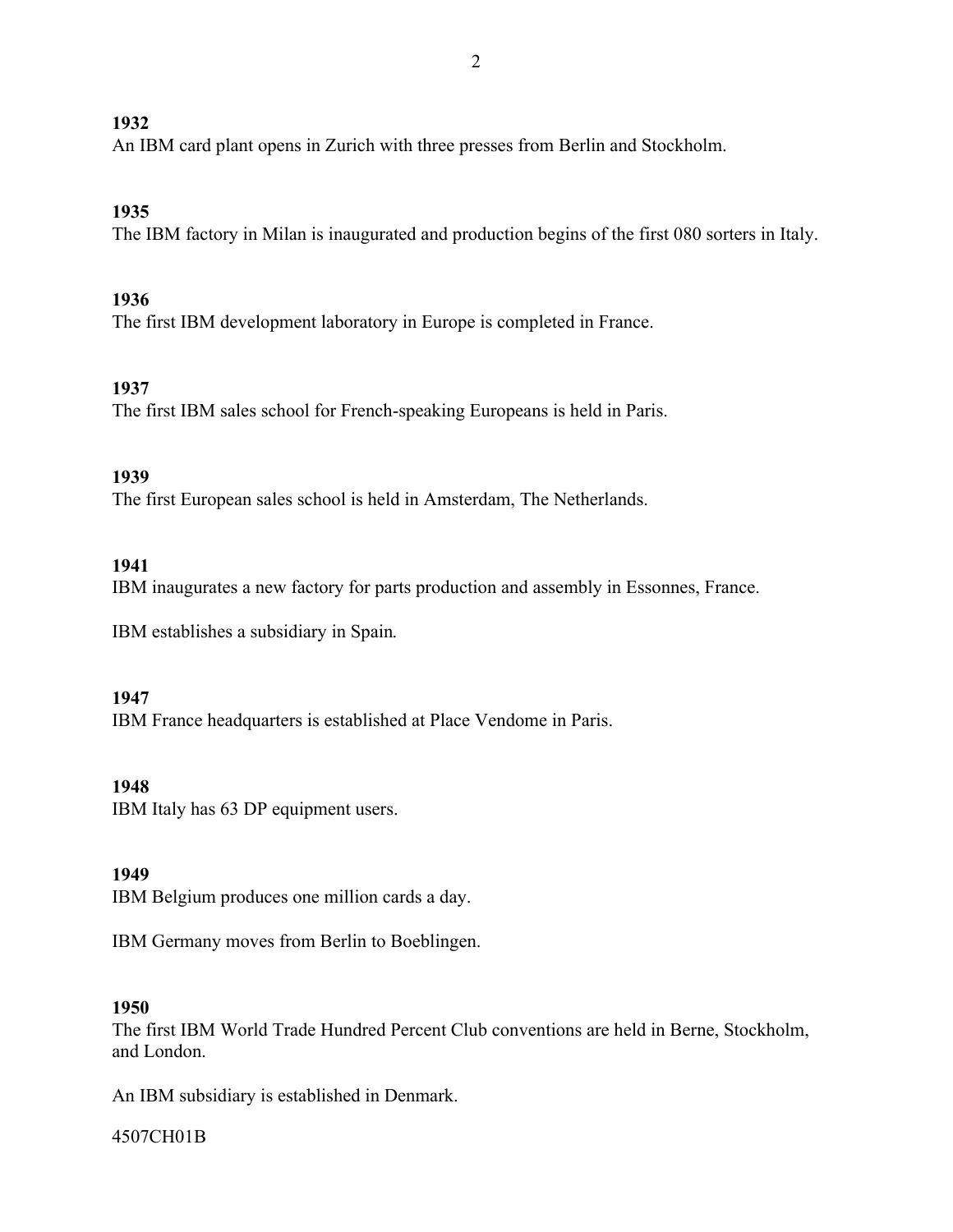**1932**
An IBM card plant opens in Zurich with three presses from Berlin and Stockholm.

**1935**
The IBM factory in Milan is inaugurated and production begins of the first 080 sorters in Italy.

**1936**
The first IBM development laboratory in Europe is completed in France.

**1937**
The first IBM sales school for French-speaking Europeans is held in Paris.

**1939**
The first European sales school is held in Amsterdam, The Netherlands.

**1941**
IBM inaugurates a new factory for parts production and assembly in Essonnes, France.

IBM establishes a subsidiary in Spain.

**1947**
IBM France headquarters is established at Place Vendome in Paris.

**1948**
IBM Italy has 63 DP equipment users.

**1949**
IBM Belgium produces one million cards a day.

IBM Germany moves from Berlin to Boeblingen.

**1950**
The first IBM World Trade Hundred Percent Club conventions are held in Berne, Stockholm, and London.

An IBM subsidiary is established in Denmark.

4507CH01B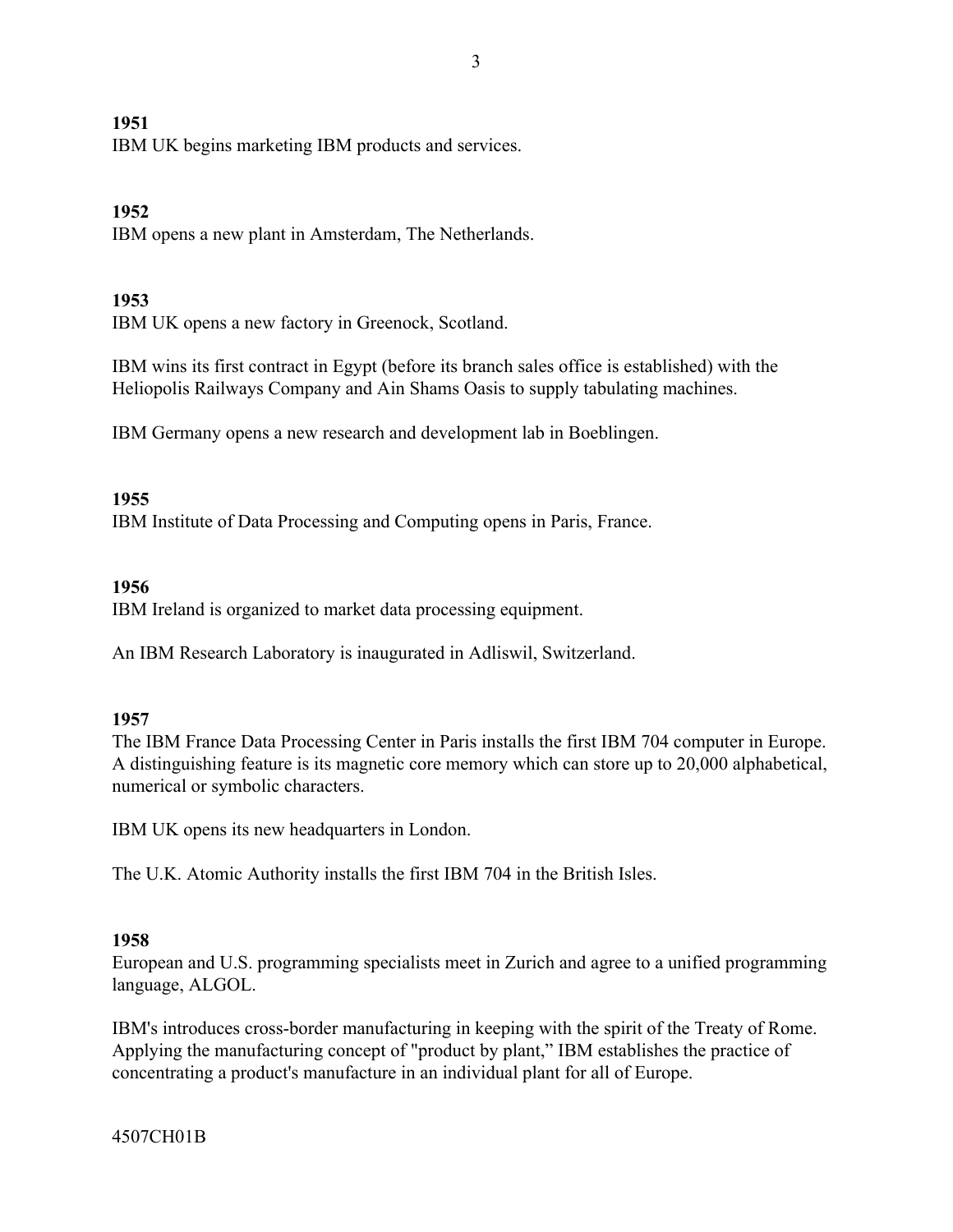**1951**
IBM UK begins marketing IBM products and services.

**1952**
IBM opens a new plant in Amsterdam, The Netherlands.

**1953**
IBM UK opens a new factory in Greenock, Scotland.

IBM wins its first contract in Egypt (before its branch sales office is established) with the Heliopolis Railways Company and Ain Shams Oasis to supply tabulating machines.

IBM Germany opens a new research and development lab in Boeblingen.

**1955**
IBM Institute of Data Processing and Computing opens in Paris, France.

**1956**
IBM Ireland is organized to market data processing equipment.

An IBM Research Laboratory is inaugurated in Adliswil, Switzerland.

**1957**
The IBM France Data Processing Center in Paris installs the first IBM 704 computer in Europe. A distinguishing feature is its magnetic core memory which can store up to 20,000 alphabetical, numerical or symbolic characters.

IBM UK opens its new headquarters in London.

The U.K. Atomic Authority installs the first IBM 704 in the British Isles.

**1958**
European and U.S. programming specialists meet in Zurich and agree to a unified programming language, ALGOL.

IBM's introduces cross-border manufacturing in keeping with the spirit of the Treaty of Rome. Applying the manufacturing concept of "product by plant," IBM establishes the practice of concentrating a product's manufacture in an individual plant for all of Europe.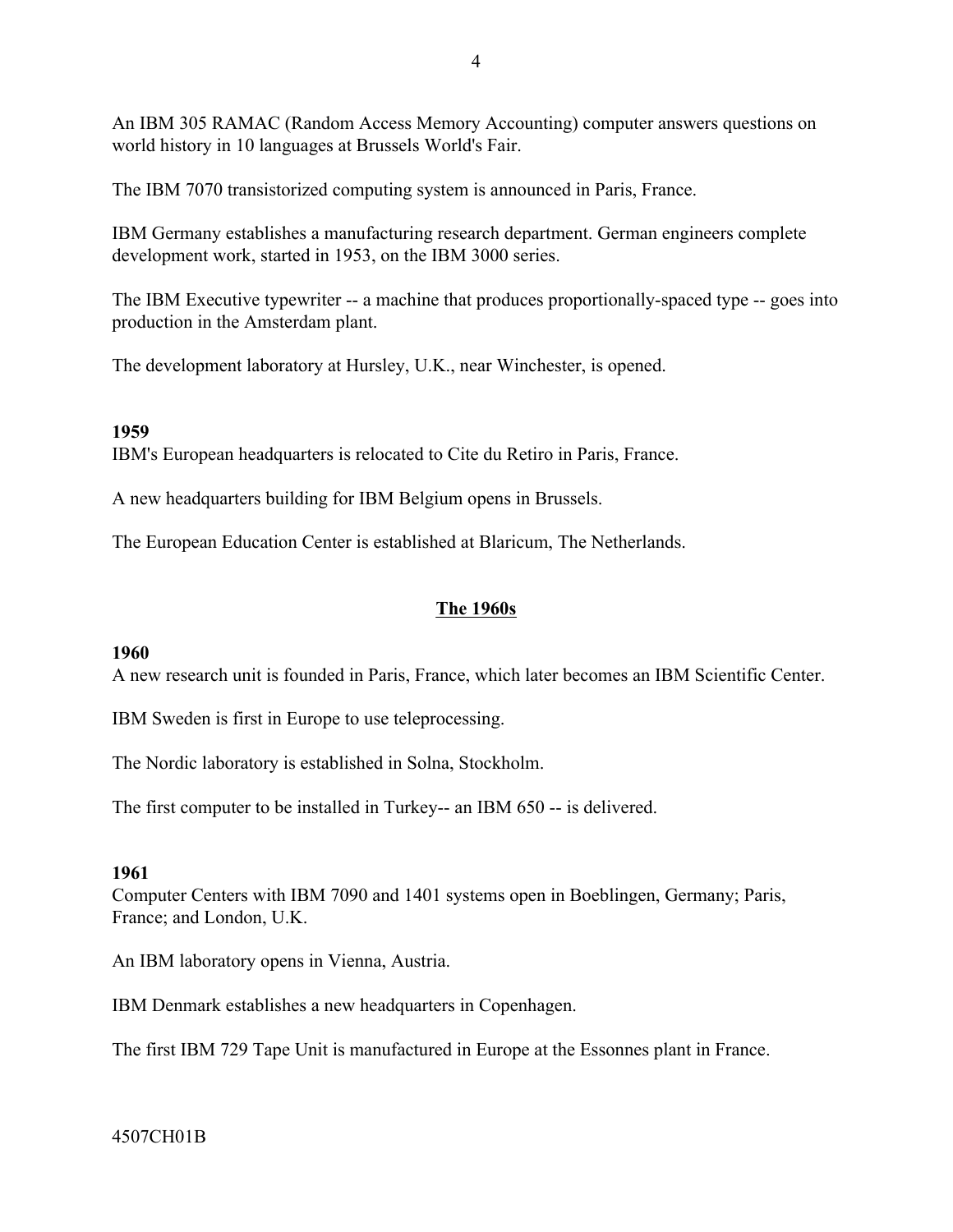An IBM 305 RAMAC (Random Access Memory Accounting) computer answers questions on world history in 10 languages at Brussels World's Fair.

The IBM 7070 transistorized computing system is announced in Paris, France.

IBM Germany establishes a manufacturing research department. German engineers complete development work, started in 1953, on the IBM 3000 series.

The IBM Executive typewriter -- a machine that produces proportionally-spaced type -- goes into production in the Amsterdam plant.

The development laboratory at Hursley, U.K., near Winchester, is opened.

**1959**

IBM's European headquarters is relocated to Cite du Retiro in Paris, France.

A new headquarters building for IBM Belgium opens in Brussels.

The European Education Center is established at Blaricum, The Netherlands.

## The 1960s

**1960**

A new research unit is founded in Paris, France, which later becomes an IBM Scientific Center.

IBM Sweden is first in Europe to use teleprocessing.

The Nordic laboratory is established in Solna, Stockholm.

The first computer to be installed in Turkey-- an IBM 650 -- is delivered.

**1961**

Computer Centers with IBM 7090 and 1401 systems open in Boeblingen, Germany; Paris, France; and London, U.K.

An IBM laboratory opens in Vienna, Austria.

IBM Denmark establishes a new headquarters in Copenhagen.

The first IBM 729 Tape Unit is manufactured in Europe at the Essonnes plant in France.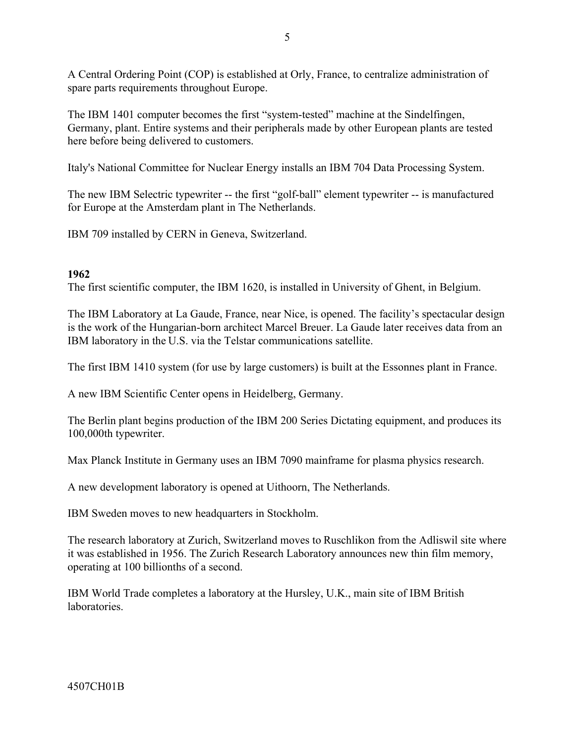A Central Ordering Point (COP) is established at Orly, France, to centralize administration of spare parts requirements throughout Europe.

The IBM 1401 computer becomes the first "system-tested" machine at the Sindelfingen, Germany, plant. Entire systems and their peripherals made by other European plants are tested here before being delivered to customers.

Italy's National Committee for Nuclear Energy installs an IBM 704 Data Processing System.

The new IBM Selectric typewriter -- the first "golf-ball" element typewriter -- is manufactured for Europe at the Amsterdam plant in The Netherlands.

IBM 709 installed by CERN in Geneva, Switzerland.

**1962**

The first scientific computer, the IBM 1620, is installed in University of Ghent, in Belgium.

The IBM Laboratory at La Gaude, France, near Nice, is opened. The facility's spectacular design is the work of the Hungarian-born architect Marcel Breuer. La Gaude later receives data from an IBM laboratory in the U.S. via the Telstar communications satellite.

The first IBM 1410 system (for use by large customers) is built at the Essonnes plant in France.

A new IBM Scientific Center opens in Heidelberg, Germany.

The Berlin plant begins production of the IBM 200 Series Dictating equipment, and produces its 100,000th typewriter.

Max Planck Institute in Germany uses an IBM 7090 mainframe for plasma physics research.

A new development laboratory is opened at Uithoorn, The Netherlands.

IBM Sweden moves to new headquarters in Stockholm.

The research laboratory at Zurich, Switzerland moves to Ruschlikon from the Adliswil site where it was established in 1956. The Zurich Research Laboratory announces new thin film memory, operating at 100 billionths of a second.

IBM World Trade completes a laboratory at the Hursley, U.K., main site of IBM British laboratories.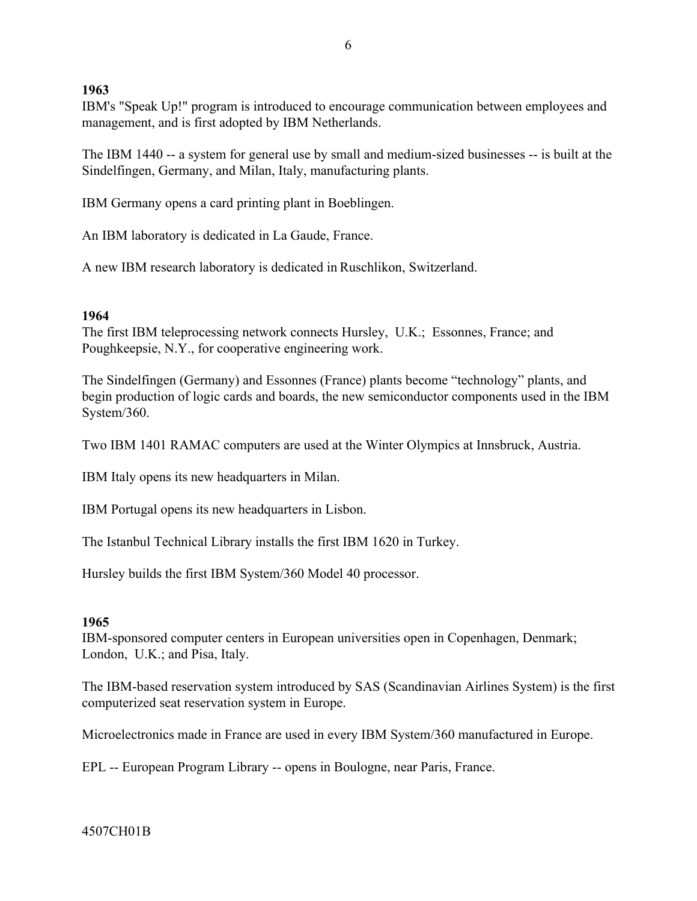**1963**
IBM's "Speak Up!" program is introduced to encourage communication between employees and management, and is first adopted by IBM Netherlands.

The IBM 1440 -- a system for general use by small and medium-sized businesses -- is built at the Sindelfingen, Germany, and Milan, Italy, manufacturing plants.

IBM Germany opens a card printing plant in Boeblingen.

An IBM laboratory is dedicated in La Gaude, France.

A new IBM research laboratory is dedicated in Ruschlikon, Switzerland.

**1964**
The first IBM teleprocessing network connects Hursley, U.K.; Essonnes, France; and Poughkeepsie, N.Y., for cooperative engineering work.

The Sindelfingen (Germany) and Essonnes (France) plants become "technology" plants, and begin production of logic cards and boards, the new semiconductor components used in the IBM System/360.

Two IBM 1401 RAMAC computers are used at the Winter Olympics at Innsbruck, Austria.

IBM Italy opens its new headquarters in Milan.

IBM Portugal opens its new headquarters in Lisbon.

The Istanbul Technical Library installs the first IBM 1620 in Turkey.

Hursley builds the first IBM System/360 Model 40 processor.

**1965**
IBM-sponsored computer centers in European universities open in Copenhagen, Denmark; London, U.K.; and Pisa, Italy.

The IBM-based reservation system introduced by SAS (Scandinavian Airlines System) is the first computerized seat reservation system in Europe.

Microelectronics made in France are used in every IBM System/360 manufactured in Europe.

EPL -- European Program Library -- opens in Boulogne, near Paris, France.

4507CH01B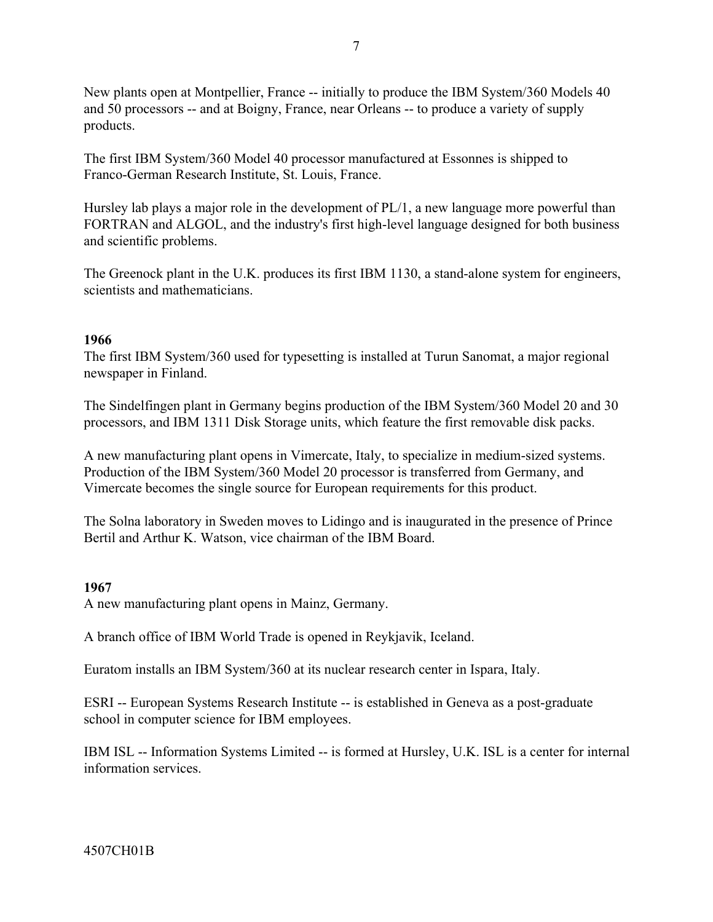New plants open at Montpellier, France -- initially to produce the IBM System/360 Models 40 and 50 processors -- and at Boigny, France, near Orleans -- to produce a variety of supply products.

The first IBM System/360 Model 40 processor manufactured at Essonnes is shipped to Franco-German Research Institute, St. Louis, France.

Hursley lab plays a major role in the development of PL/1, a new language more powerful than FORTRAN and ALGOL, and the industry's first high-level language designed for both business and scientific problems.

The Greenock plant in the U.K. produces its first IBM 1130, a stand-alone system for engineers, scientists and mathematicians.

**1966**

The first IBM System/360 used for typesetting is installed at Turun Sanomat, a major regional newspaper in Finland.

The Sindelfingen plant in Germany begins production of the IBM System/360 Model 20 and 30 processors, and IBM 1311 Disk Storage units, which feature the first removable disk packs.

A new manufacturing plant opens in Vimercate, Italy, to specialize in medium-sized systems. Production of the IBM System/360 Model 20 processor is transferred from Germany, and Vimercate becomes the single source for European requirements for this product.

The Solna laboratory in Sweden moves to Lidingo and is inaugurated in the presence of Prince Bertil and Arthur K. Watson, vice chairman of the IBM Board.

**1967**

A new manufacturing plant opens in Mainz, Germany.

A branch office of IBM World Trade is opened in Reykjavik, Iceland.

Euratom installs an IBM System/360 at its nuclear research center in Ispara, Italy.

ESRI -- European Systems Research Institute -- is established in Geneva as a post-graduate school in computer science for IBM employees.

IBM ISL -- Information Systems Limited -- is formed at Hursley, U.K. ISL is a center for internal information services.

4507CH01B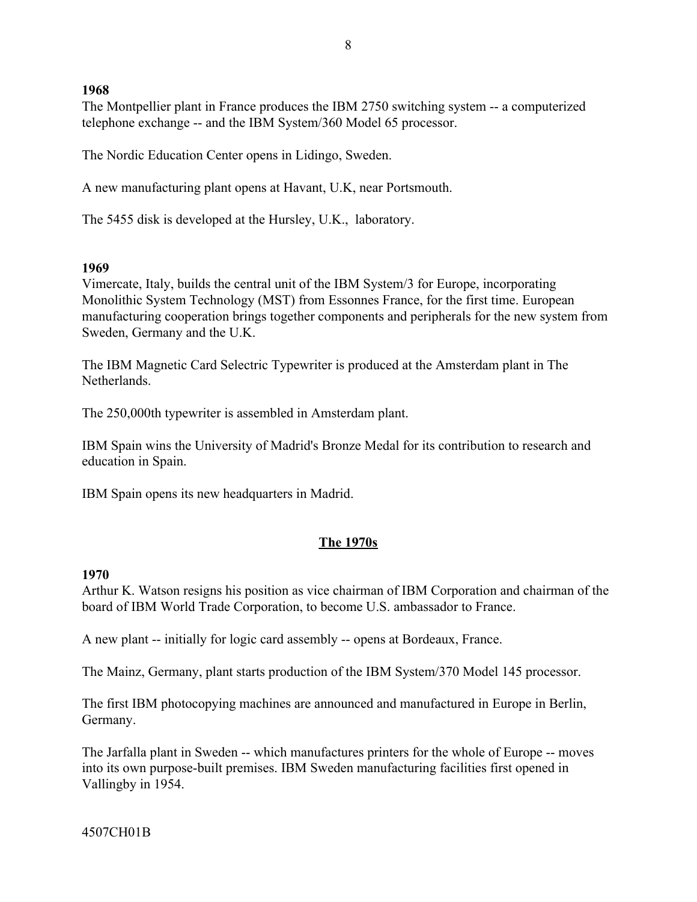**1968**

The Montpellier plant in France produces the IBM 2750 switching system -- a computerized telephone exchange -- and the IBM System/360 Model 65 processor.

The Nordic Education Center opens in Lidingo, Sweden.

A new manufacturing plant opens at Havant, U.K, near Portsmouth.

The 5455 disk is developed at the Hursley, U.K., laboratory.

**1969**

Vimercate, Italy, builds the central unit of the IBM System/3 for Europe, incorporating Monolithic System Technology (MST) from Essonnes France, for the first time. European manufacturing cooperation brings together components and peripherals for the new system from Sweden, Germany and the U.K.

The IBM Magnetic Card Selectric Typewriter is produced at the Amsterdam plant in The Netherlands.

The 250,000th typewriter is assembled in Amsterdam plant.

IBM Spain wins the University of Madrid's Bronze Medal for its contribution to research and education in Spain.

IBM Spain opens its new headquarters in Madrid.

## The 1970s

**1970**

Arthur K. Watson resigns his position as vice chairman of IBM Corporation and chairman of the board of IBM World Trade Corporation, to become U.S. ambassador to France.

A new plant -- initially for logic card assembly -- opens at Bordeaux, France.

The Mainz, Germany, plant starts production of the IBM System/370 Model 145 processor.

The first IBM photocopying machines are announced and manufactured in Europe in Berlin, Germany.

The Jarfalla plant in Sweden -- which manufactures printers for the whole of Europe -- moves into its own purpose-built premises. IBM Sweden manufacturing facilities first opened in Vallingby in 1954.

4507CH01B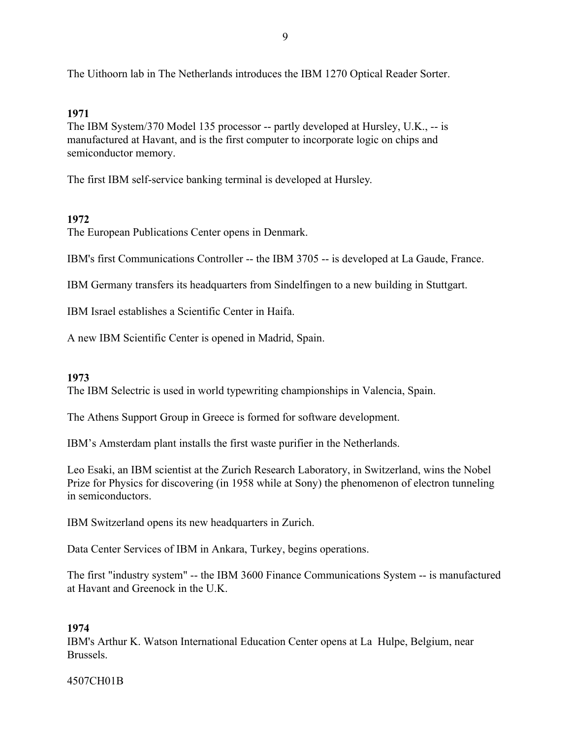The Uithoorn lab in The Netherlands introduces the IBM 1270 Optical Reader Sorter.

**1971**

The IBM System/370 Model 135 processor -- partly developed at Hursley, U.K., -- is manufactured at Havant, and is the first computer to incorporate logic on chips and semiconductor memory.

The first IBM self-service banking terminal is developed at Hursley.

**1972**

The European Publications Center opens in Denmark.

IBM's first Communications Controller -- the IBM 3705 -- is developed at La Gaude, France.

IBM Germany transfers its headquarters from Sindelfingen to a new building in Stuttgart.

IBM Israel establishes a Scientific Center in Haifa.

A new IBM Scientific Center is opened in Madrid, Spain.

**1973**

The IBM Selectric is used in world typewriting championships in Valencia, Spain.

The Athens Support Group in Greece is formed for software development.

IBM’s Amsterdam plant installs the first waste purifier in the Netherlands.

Leo Esaki, an IBM scientist at the Zurich Research Laboratory, in Switzerland, wins the Nobel Prize for Physics for discovering (in 1958 while at Sony) the phenomenon of electron tunneling in semiconductors.

IBM Switzerland opens its new headquarters in Zurich.

Data Center Services of IBM in Ankara, Turkey, begins operations.

The first "industry system" -- the IBM 3600 Finance Communications System -- is manufactured at Havant and Greenock in the U.K.

**1974**

IBM's Arthur K. Watson International Education Center opens at La Hulpe, Belgium, near Brussels.

4507CH01B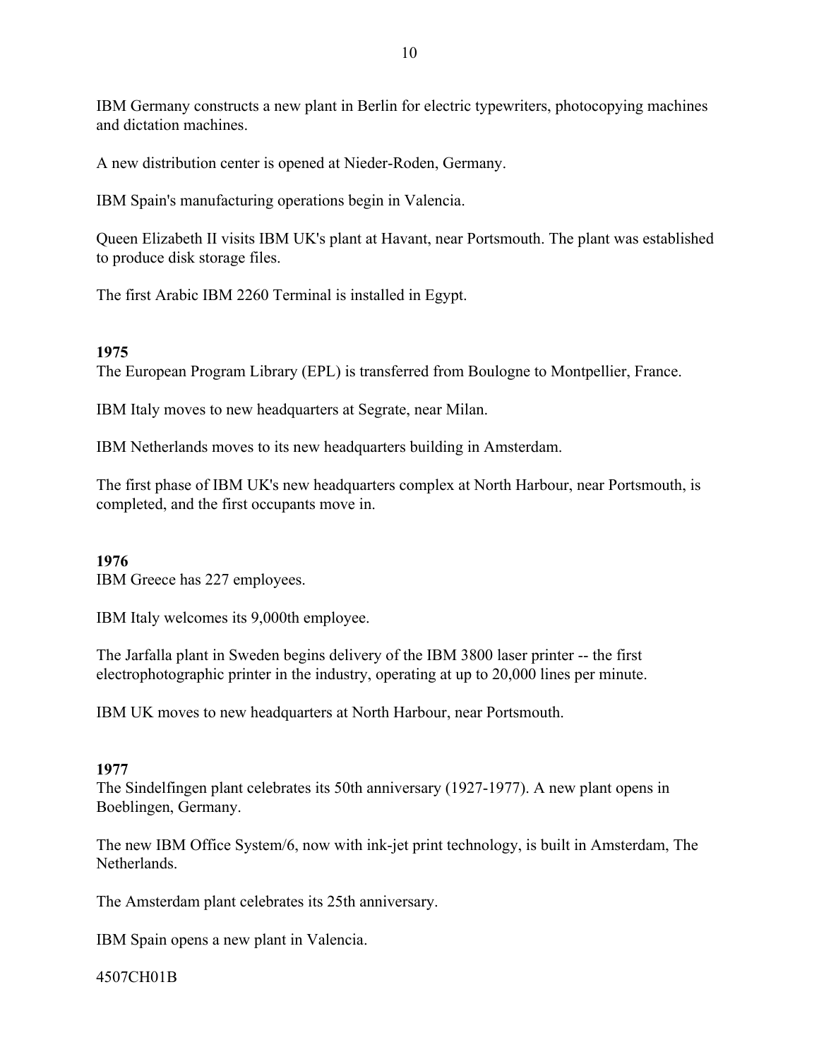IBM Germany constructs a new plant in Berlin for electric typewriters, photocopying machines and dictation machines.

A new distribution center is opened at Nieder-Roden, Germany.

IBM Spain's manufacturing operations begin in Valencia.

Queen Elizabeth II visits IBM UK's plant at Havant, near Portsmouth. The plant was established to produce disk storage files.

The first Arabic IBM 2260 Terminal is installed in Egypt.

**1975**

The European Program Library (EPL) is transferred from Boulogne to Montpellier, France.

IBM Italy moves to new headquarters at Segrate, near Milan.

IBM Netherlands moves to its new headquarters building in Amsterdam.

The first phase of IBM UK's new headquarters complex at North Harbour, near Portsmouth, is completed, and the first occupants move in.

**1976**

IBM Greece has 227 employees.

IBM Italy welcomes its 9,000th employee.

The Jarfalla plant in Sweden begins delivery of the IBM 3800 laser printer -- the first electrophotographic printer in the industry, operating at up to 20,000 lines per minute.

IBM UK moves to new headquarters at North Harbour, near Portsmouth.

**1977**

The Sindelfingen plant celebrates its 50th anniversary (1927-1977). A new plant opens in Boeblingen, Germany.

The new IBM Office System/6, now with ink-jet print technology, is built in Amsterdam, The Netherlands.

The Amsterdam plant celebrates its 25th anniversary.

IBM Spain opens a new plant in Valencia.

4507CH01B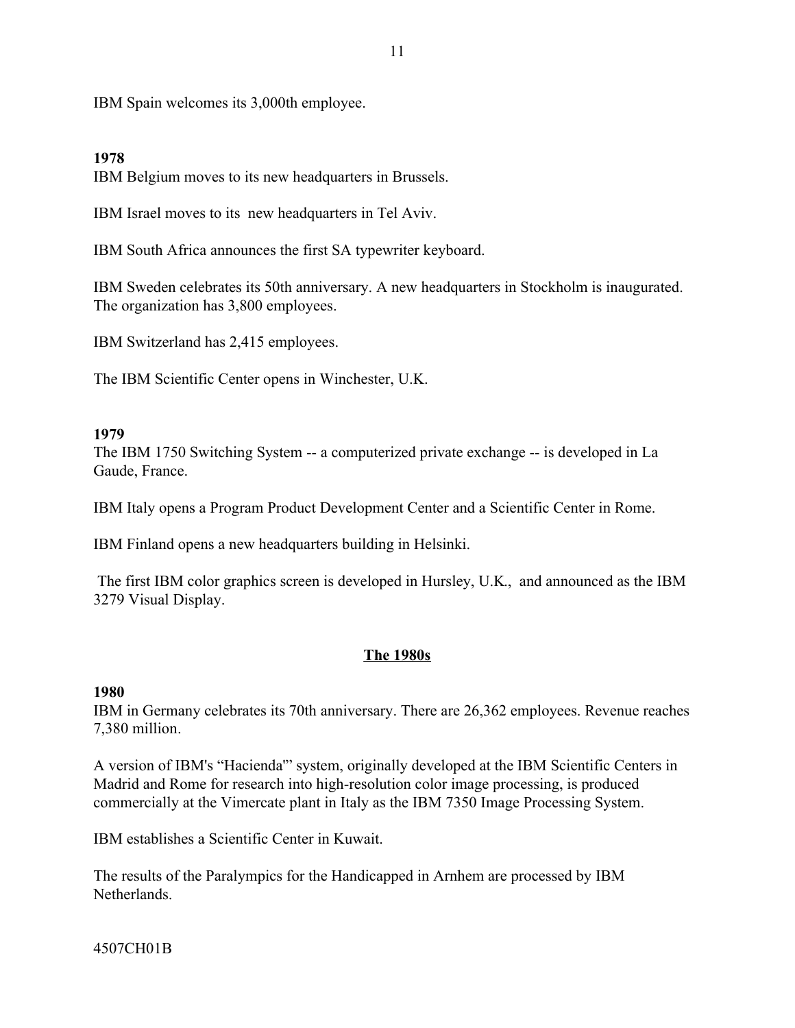IBM Spain welcomes its 3,000th employee.

**1978**

IBM Belgium moves to its new headquarters in Brussels.

IBM Israel moves to its new headquarters in Tel Aviv.

IBM South Africa announces the first SA typewriter keyboard.

IBM Sweden celebrates its 50th anniversary. A new headquarters in Stockholm is inaugurated. The organization has 3,800 employees.

IBM Switzerland has 2,415 employees.

The IBM Scientific Center opens in Winchester, U.K.

**1979**

The IBM 1750 Switching System -- a computerized private exchange -- is developed in La Gaude, France.

IBM Italy opens a Program Product Development Center and a Scientific Center in Rome.

IBM Finland opens a new headquarters building in Helsinki.

The first IBM color graphics screen is developed in Hursley, U.K., and announced as the IBM 3279 Visual Display.

## The 1980s

**1980**

IBM in Germany celebrates its 70th anniversary. There are 26,362 employees. Revenue reaches 7,380 million.

A version of IBM's "Hacienda" system, originally developed at the IBM Scientific Centers in Madrid and Rome for research into high-resolution color image processing, is produced commercially at the Vimercate plant in Italy as the IBM 7350 Image Processing System.

IBM establishes a Scientific Center in Kuwait.

The results of the Paralympics for the Handicapped in Arnhem are processed by IBM Netherlands.

4507CH01B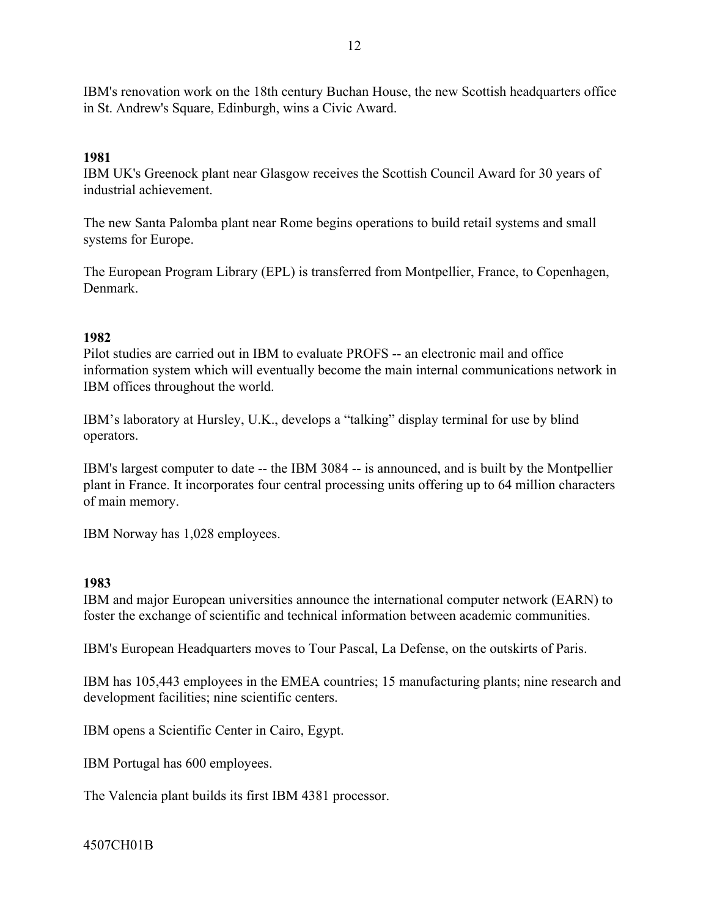IBM's renovation work on the 18th century Buchan House, the new Scottish headquarters office in St. Andrew's Square, Edinburgh, wins a Civic Award.

**1981**

IBM UK's Greenock plant near Glasgow receives the Scottish Council Award for 30 years of industrial achievement.

The new Santa Palomba plant near Rome begins operations to build retail systems and small systems for Europe.

The European Program Library (EPL) is transferred from Montpellier, France, to Copenhagen, Denmark.

**1982**

Pilot studies are carried out in IBM to evaluate PROFS -- an electronic mail and office information system which will eventually become the main internal communications network in IBM offices throughout the world.

IBM's laboratory at Hursley, U.K., develops a "talking" display terminal for use by blind operators.

IBM's largest computer to date -- the IBM 3084 -- is announced, and is built by the Montpellier plant in France. It incorporates four central processing units offering up to 64 million characters of main memory.

IBM Norway has 1,028 employees.

**1983**

IBM and major European universities announce the international computer network (EARN) to foster the exchange of scientific and technical information between academic communities.

IBM's European Headquarters moves to Tour Pascal, La Defense, on the outskirts of Paris.

IBM has 105,443 employees in the EMEA countries; 15 manufacturing plants; nine research and development facilities; nine scientific centers.

IBM opens a Scientific Center in Cairo, Egypt.

IBM Portugal has 600 employees.

The Valencia plant builds its first IBM 4381 processor.

4507CH01B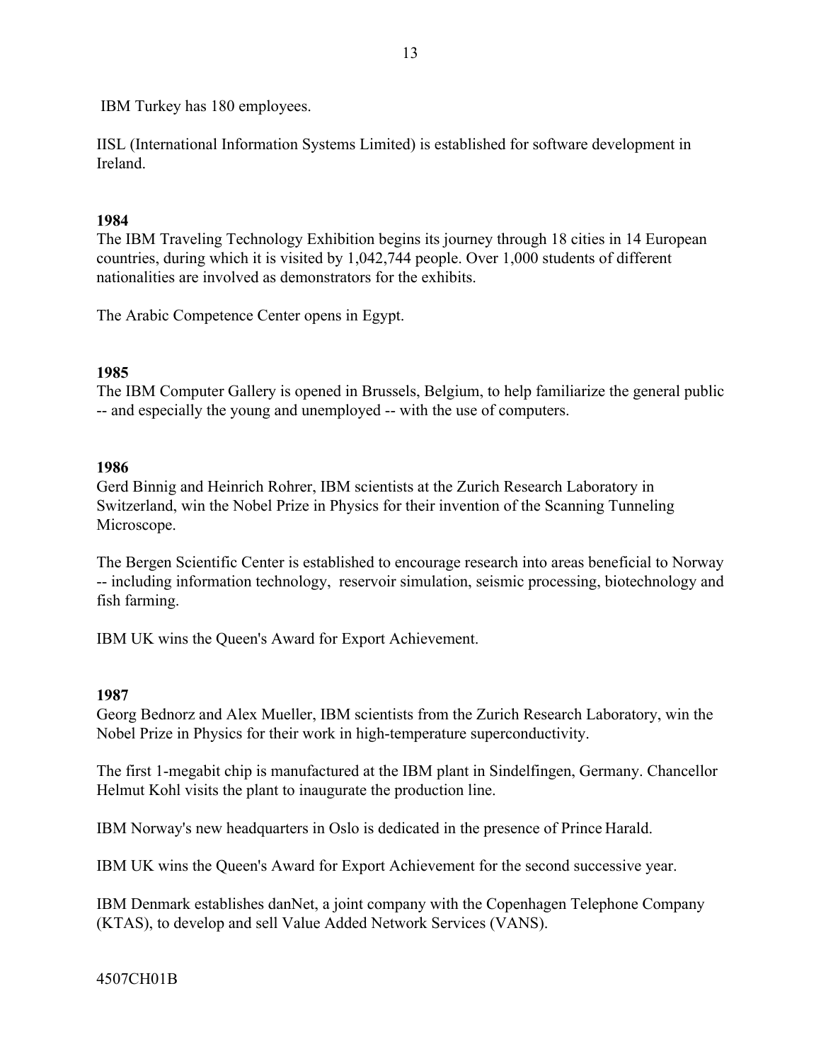IBM Turkey has 180 employees.

IISL (International Information Systems Limited) is established for software development in Ireland.

**1984**

The IBM Traveling Technology Exhibition begins its journey through 18 cities in 14 European countries, during which it is visited by 1,042,744 people. Over 1,000 students of different nationalities are involved as demonstrators for the exhibits.

The Arabic Competence Center opens in Egypt.

**1985**

The IBM Computer Gallery is opened in Brussels, Belgium, to help familiarize the general public -- and especially the young and unemployed -- with the use of computers.

**1986**

Gerd Binnig and Heinrich Rohrer, IBM scientists at the Zurich Research Laboratory in Switzerland, win the Nobel Prize in Physics for their invention of the Scanning Tunneling Microscope.

The Bergen Scientific Center is established to encourage research into areas beneficial to Norway -- including information technology, reservoir simulation, seismic processing, biotechnology and fish farming.

IBM UK wins the Queen's Award for Export Achievement.

**1987**

Georg Bednorz and Alex Mueller, IBM scientists from the Zurich Research Laboratory, win the Nobel Prize in Physics for their work in high-temperature superconductivity.

The first 1-megabit chip is manufactured at the IBM plant in Sindelfingen, Germany. Chancellor Helmut Kohl visits the plant to inaugurate the production line.

IBM Norway's new headquarters in Oslo is dedicated in the presence of Prince Harald.

IBM UK wins the Queen's Award for Export Achievement for the second successive year.

IBM Denmark establishes danNet, a joint company with the Copenhagen Telephone Company (KTAS), to develop and sell Value Added Network Services (VANS).

4507CH01B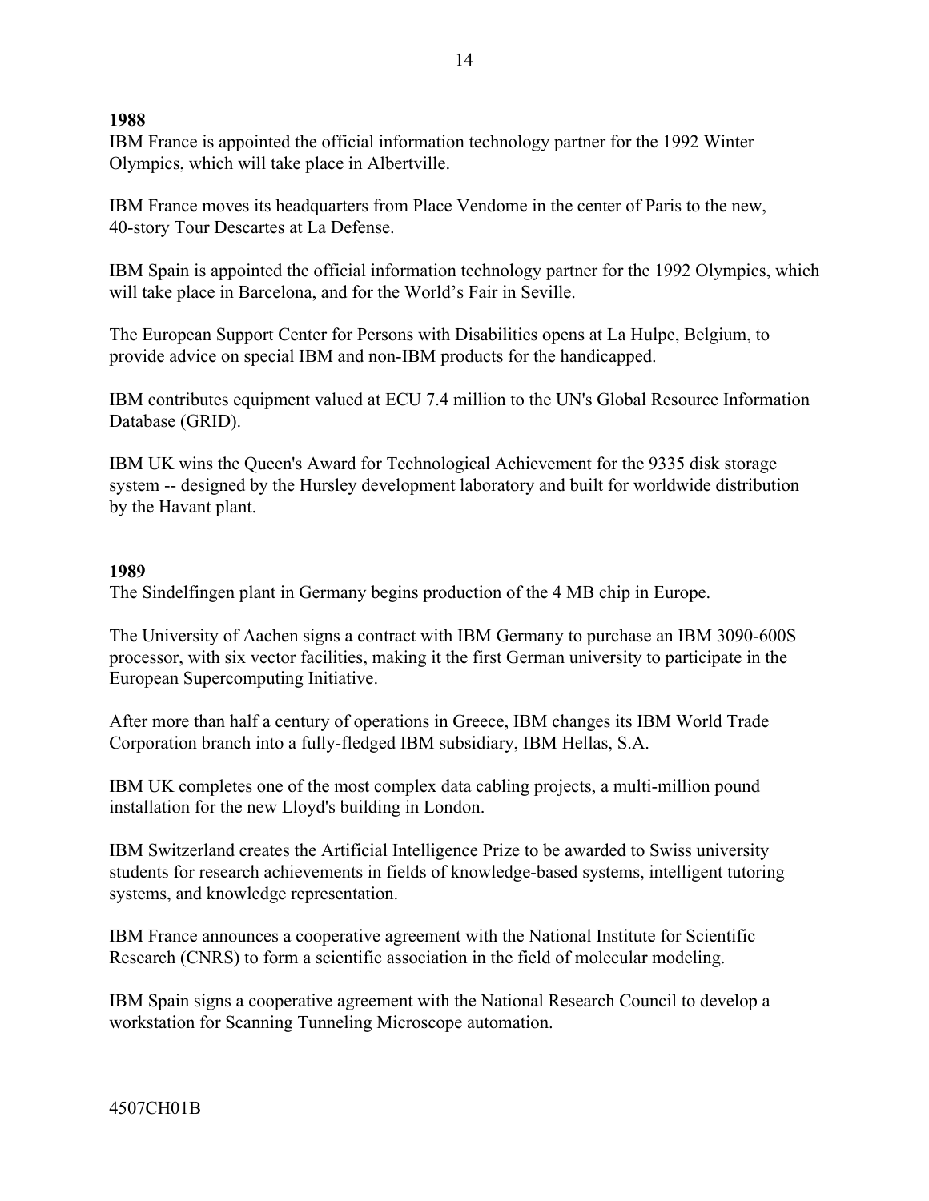**1988**

IBM France is appointed the official information technology partner for the 1992 Winter Olympics, which will take place in Albertville.

IBM France moves its headquarters from Place Vendome in the center of Paris to the new, 40-story Tour Descartes at La Defense.

IBM Spain is appointed the official information technology partner for the 1992 Olympics, which will take place in Barcelona, and for the World's Fair in Seville.

The European Support Center for Persons with Disabilities opens at La Hulpe, Belgium, to provide advice on special IBM and non-IBM products for the handicapped.

IBM contributes equipment valued at ECU 7.4 million to the UN's Global Resource Information Database (GRID).

IBM UK wins the Queen's Award for Technological Achievement for the 9335 disk storage system -- designed by the Hursley development laboratory and built for worldwide distribution by the Havant plant.

**1989**

The Sindelfingen plant in Germany begins production of the 4 MB chip in Europe.

The University of Aachen signs a contract with IBM Germany to purchase an IBM 3090-600S processor, with six vector facilities, making it the first German university to participate in the European Supercomputing Initiative.

After more than half a century of operations in Greece, IBM changes its IBM World Trade Corporation branch into a fully-fledged IBM subsidiary, IBM Hellas, S.A.

IBM UK completes one of the most complex data cabling projects, a multi-million pound installation for the new Lloyd's building in London.

IBM Switzerland creates the Artificial Intelligence Prize to be awarded to Swiss university students for research achievements in fields of knowledge-based systems, intelligent tutoring systems, and knowledge representation.

IBM France announces a cooperative agreement with the National Institute for Scientific Research (CNRS) to form a scientific association in the field of molecular modeling.

IBM Spain signs a cooperative agreement with the National Research Council to develop a workstation for Scanning Tunneling Microscope automation.

4507CH01B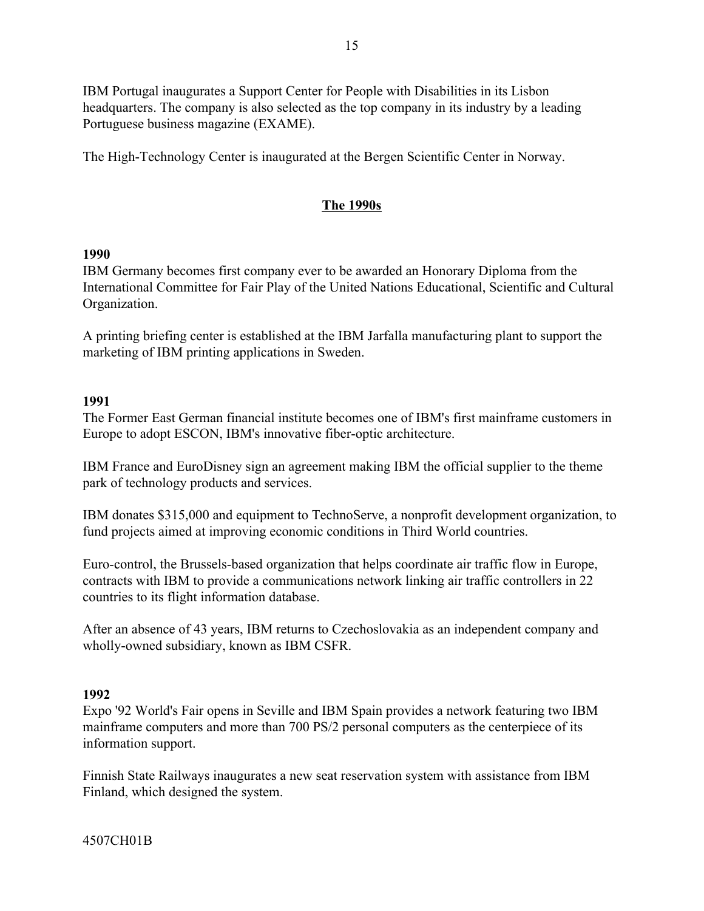IBM Portugal inaugurates a Support Center for People with Disabilities in its Lisbon headquarters. The company is also selected as the top company in its industry by a leading Portuguese business magazine (EXAME).

The High-Technology Center is inaugurated at the Bergen Scientific Center in Norway.

## The 1990s

**1990**
IBM Germany becomes first company ever to be awarded an Honorary Diploma from the International Committee for Fair Play of the United Nations Educational, Scientific and Cultural Organization.

A printing briefing center is established at the IBM Jarfalla manufacturing plant to support the marketing of IBM printing applications in Sweden.

**1991**
The Former East German financial institute becomes one of IBM's first mainframe customers in Europe to adopt ESCON, IBM's innovative fiber-optic architecture.

IBM France and EuroDisney sign an agreement making IBM the official supplier to the theme park of technology products and services.

IBM donates $315,000 and equipment to TechnoServe, a nonprofit development organization, to fund projects aimed at improving economic conditions in Third World countries.

Euro-control, the Brussels-based organization that helps coordinate air traffic flow in Europe, contracts with IBM to provide a communications network linking air traffic controllers in 22 countries to its flight information database.

After an absence of 43 years, IBM returns to Czechoslovakia as an independent company and wholly-owned subsidiary, known as IBM CSFR.

**1992**
Expo '92 World's Fair opens in Seville and IBM Spain provides a network featuring two IBM mainframe computers and more than 700 PS/2 personal computers as the centerpiece of its information support.

Finnish State Railways inaugurates a new seat reservation system with assistance from IBM Finland, which designed the system.

4507CH01B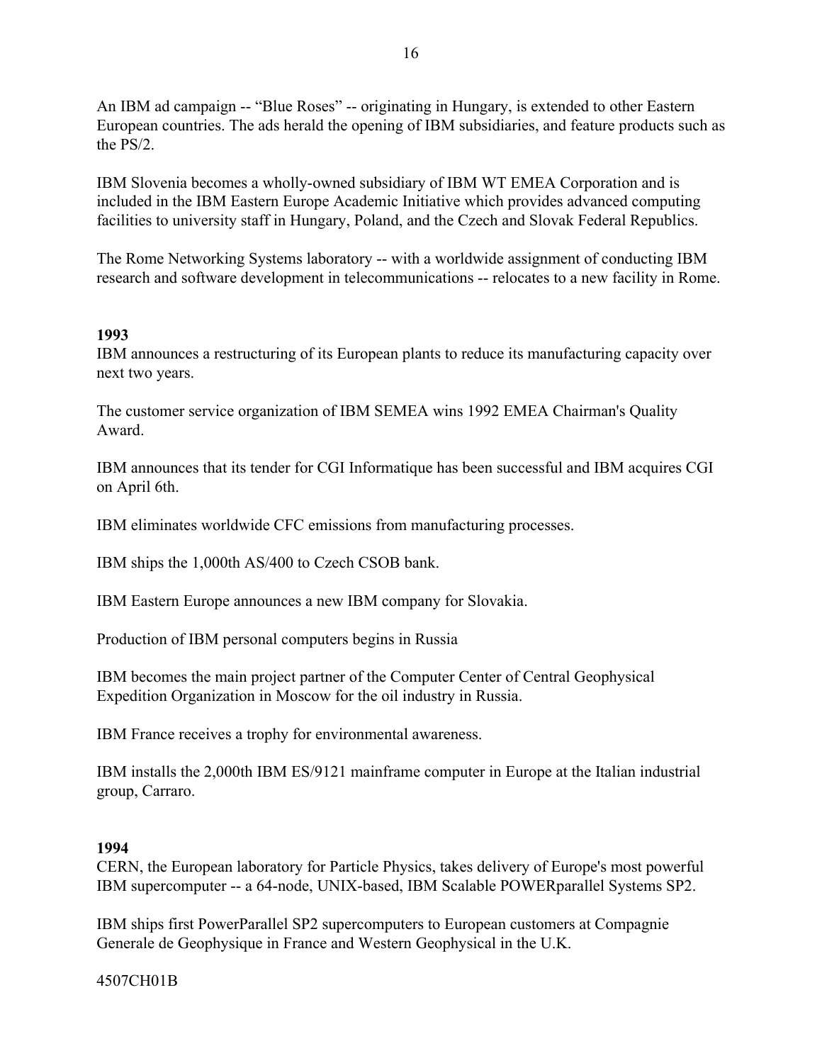An IBM ad campaign -- “Blue Roses” -- originating in Hungary, is extended to other Eastern European countries. The ads herald the opening of IBM subsidiaries, and feature products such as the PS/2.

IBM Slovenia becomes a wholly-owned subsidiary of IBM WT EMEA Corporation and is included in the IBM Eastern Europe Academic Initiative which provides advanced computing facilities to university staff in Hungary, Poland, and the Czech and Slovak Federal Republics.

The Rome Networking Systems laboratory -- with a worldwide assignment of conducting IBM research and software development in telecommunications -- relocates to a new facility in Rome.

**1993**

IBM announces a restructuring of its European plants to reduce its manufacturing capacity over next two years.

The customer service organization of IBM SEMEA wins 1992 EMEA Chairman's Quality Award.

IBM announces that its tender for CGI Informatique has been successful and IBM acquires CGI on April 6th.

IBM eliminates worldwide CFC emissions from manufacturing processes.

IBM ships the 1,000th AS/400 to Czech CSOB bank.

IBM Eastern Europe announces a new IBM company for Slovakia.

Production of IBM personal computers begins in Russia

IBM becomes the main project partner of the Computer Center of Central Geophysical Expedition Organization in Moscow for the oil industry in Russia.

IBM France receives a trophy for environmental awareness.

IBM installs the 2,000th IBM ES/9121 mainframe computer in Europe at the Italian industrial group, Carraro.

**1994**

CERN, the European laboratory for Particle Physics, takes delivery of Europe's most powerful IBM supercomputer -- a 64-node, UNIX-based, IBM Scalable POWERparallel Systems SP2.

IBM ships first PowerParallel SP2 supercomputers to European customers at Compagnie Generale de Geophysique in France and Western Geophysical in the U.K.

4507CH01B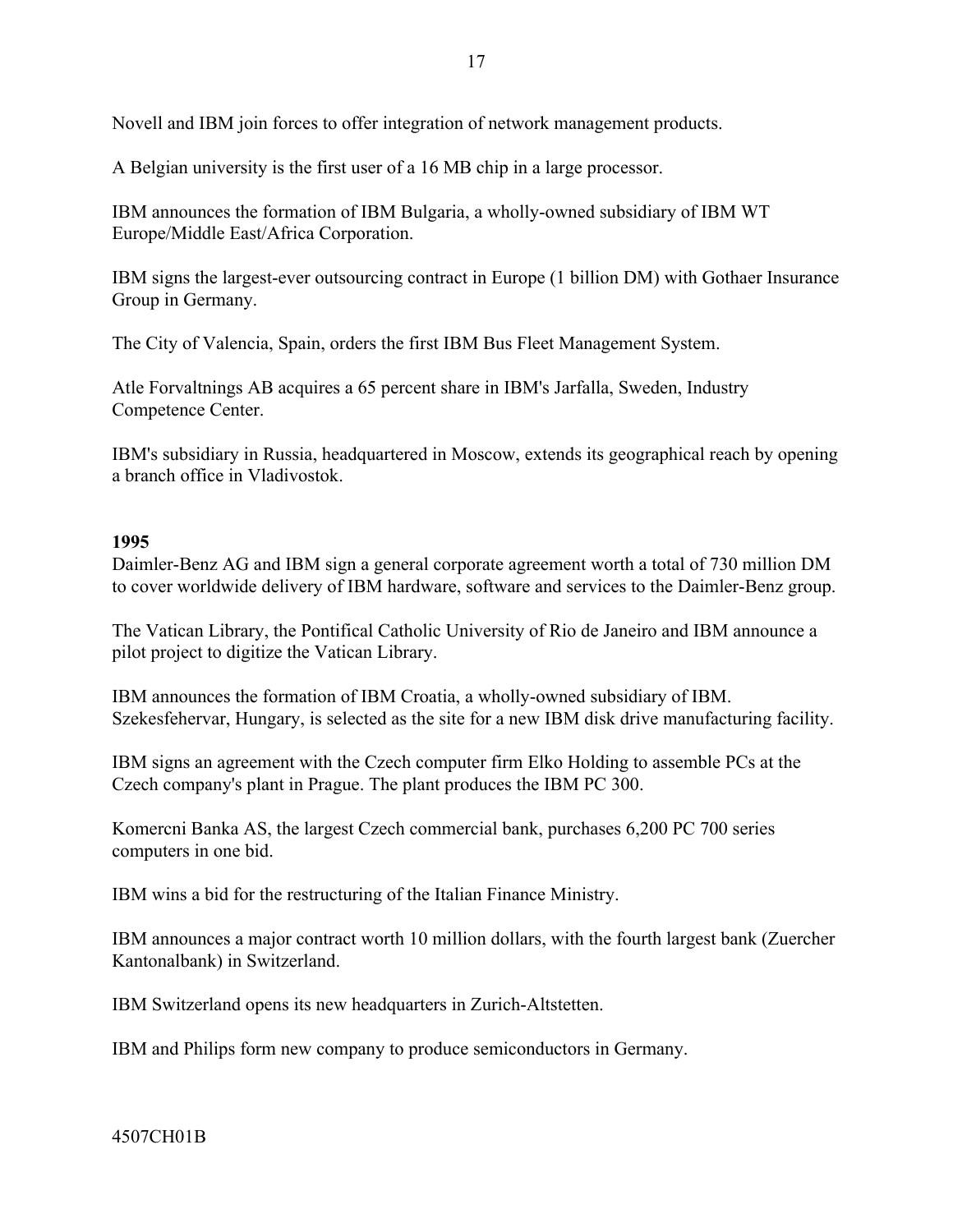Novell and IBM join forces to offer integration of network management products.

A Belgian university is the first user of a 16 MB chip in a large processor.

IBM announces the formation of IBM Bulgaria, a wholly-owned subsidiary of IBM WT Europe/Middle East/Africa Corporation.

IBM signs the largest-ever outsourcing contract in Europe (1 billion DM) with Gothaer Insurance Group in Germany.

The City of Valencia, Spain, orders the first IBM Bus Fleet Management System.

Atle Forvaltnings AB acquires a 65 percent share in IBM's Jarfalla, Sweden, Industry Competence Center.

IBM's subsidiary in Russia, headquartered in Moscow, extends its geographical reach by opening a branch office in Vladivostok.

**1995**

Daimler-Benz AG and IBM sign a general corporate agreement worth a total of 730 million DM to cover worldwide delivery of IBM hardware, software and services to the Daimler-Benz group.

The Vatican Library, the Pontifical Catholic University of Rio de Janeiro and IBM announce a pilot project to digitize the Vatican Library.

IBM announces the formation of IBM Croatia, a wholly-owned subsidiary of IBM. Szekesfehervar, Hungary, is selected as the site for a new IBM disk drive manufacturing facility.

IBM signs an agreement with the Czech computer firm Elko Holding to assemble PCs at the Czech company's plant in Prague. The plant produces the IBM PC 300.

Komercni Banka AS, the largest Czech commercial bank, purchases 6,200 PC 700 series computers in one bid.

IBM wins a bid for the restructuring of the Italian Finance Ministry.

IBM announces a major contract worth 10 million dollars, with the fourth largest bank (Zuercher Kantonalbank) in Switzerland.

IBM Switzerland opens its new headquarters in Zurich-Altstetten.

IBM and Philips form new company to produce semiconductors in Germany.

4507CH01B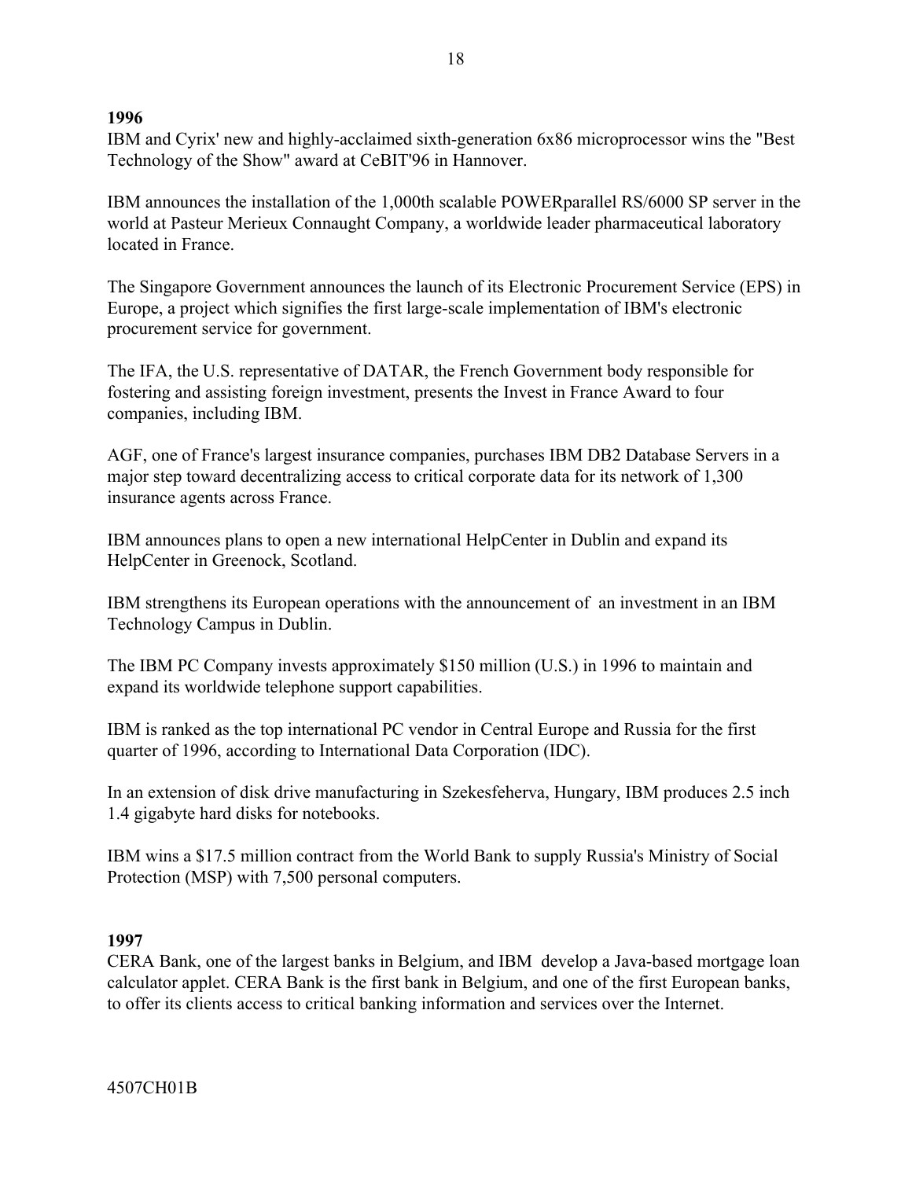**1996**

IBM and Cyrix' new and highly-acclaimed sixth-generation 6x86 microprocessor wins the "Best Technology of the Show" award at CeBIT'96 in Hannover.

IBM announces the installation of the 1,000th scalable POWERparallel RS/6000 SP server in the world at Pasteur Merieux Connaught Company, a worldwide leader pharmaceutical laboratory located in France.

The Singapore Government announces the launch of its Electronic Procurement Service (EPS) in Europe, a project which signifies the first large-scale implementation of IBM's electronic procurement service for government.

The IFA, the U.S. representative of DATAR, the French Government body responsible for fostering and assisting foreign investment, presents the Invest in France Award to four companies, including IBM.

AGF, one of France's largest insurance companies, purchases IBM DB2 Database Servers in a major step toward decentralizing access to critical corporate data for its network of 1,300 insurance agents across France.

IBM announces plans to open a new international HelpCenter in Dublin and expand its HelpCenter in Greenock, Scotland.

IBM strengthens its European operations with the announcement of an investment in an IBM Technology Campus in Dublin.

The IBM PC Company invests approximately $150 million (U.S.) in 1996 to maintain and expand its worldwide telephone support capabilities.

IBM is ranked as the top international PC vendor in Central Europe and Russia for the first quarter of 1996, according to International Data Corporation (IDC).

In an extension of disk drive manufacturing in Szekesfeherva, Hungary, IBM produces 2.5 inch 1.4 gigabyte hard disks for notebooks.

IBM wins a $17.5 million contract from the World Bank to supply Russia's Ministry of Social Protection (MSP) with 7,500 personal computers.

**1997**

CERA Bank, one of the largest banks in Belgium, and IBM develop a Java-based mortgage loan calculator applet. CERA Bank is the first bank in Belgium, and one of the first European banks, to offer its clients access to critical banking information and services over the Internet.

4507CH01B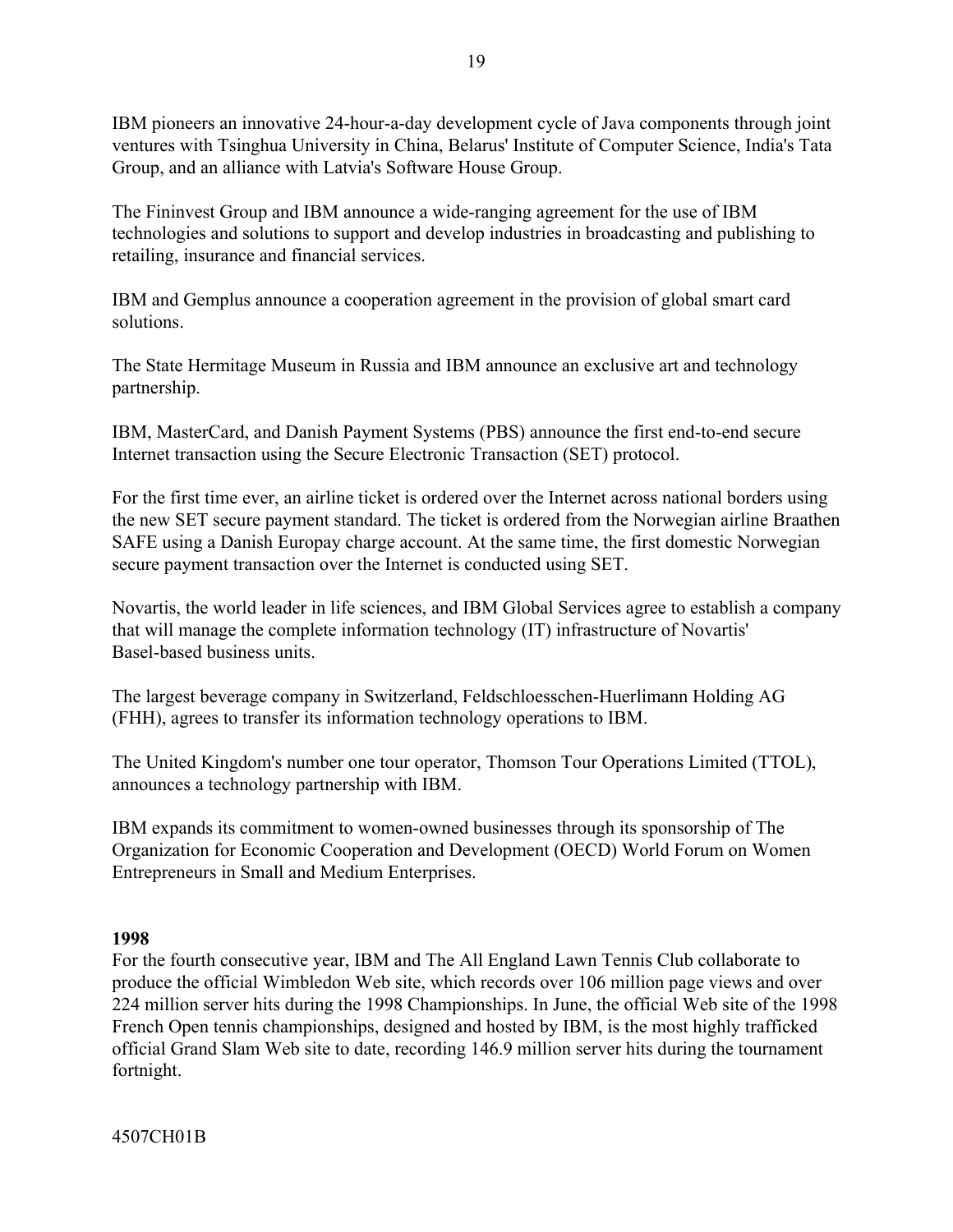IBM pioneers an innovative 24-hour-a-day development cycle of Java components through joint ventures with Tsinghua University in China, Belarus' Institute of Computer Science, India's Tata Group, and an alliance with Latvia's Software House Group.

The Fininvest Group and IBM announce a wide-ranging agreement for the use of IBM technologies and solutions to support and develop industries in broadcasting and publishing to retailing, insurance and financial services.

IBM and Gemplus announce a cooperation agreement in the provision of global smart card solutions.

The State Hermitage Museum in Russia and IBM announce an exclusive art and technology partnership.

IBM, MasterCard, and Danish Payment Systems (PBS) announce the first end-to-end secure Internet transaction using the Secure Electronic Transaction (SET) protocol.

For the first time ever, an airline ticket is ordered over the Internet across national borders using the new SET secure payment standard. The ticket is ordered from the Norwegian airline Braathen SAFE using a Danish Europay charge account. At the same time, the first domestic Norwegian secure payment transaction over the Internet is conducted using SET.

Novartis, the world leader in life sciences, and IBM Global Services agree to establish a company that will manage the complete information technology (IT) infrastructure of Novartis' Basel-based business units.

The largest beverage company in Switzerland, Feldschloesschen-Huerlimann Holding AG (FHH), agrees to transfer its information technology operations to IBM.

The United Kingdom's number one tour operator, Thomson Tour Operations Limited (TTOL), announces a technology partnership with IBM.

IBM expands its commitment to women-owned businesses through its sponsorship of The Organization for Economic Cooperation and Development (OECD) World Forum on Women Entrepreneurs in Small and Medium Enterprises.

**1998**

For the fourth consecutive year, IBM and The All England Lawn Tennis Club collaborate to produce the official Wimbledon Web site, which records over 106 million page views and over 224 million server hits during the 1998 Championships. In June, the official Web site of the 1998 French Open tennis championships, designed and hosted by IBM, is the most highly trafficked official Grand Slam Web site to date, recording 146.9 million server hits during the tournament fortnight.

4507CH01B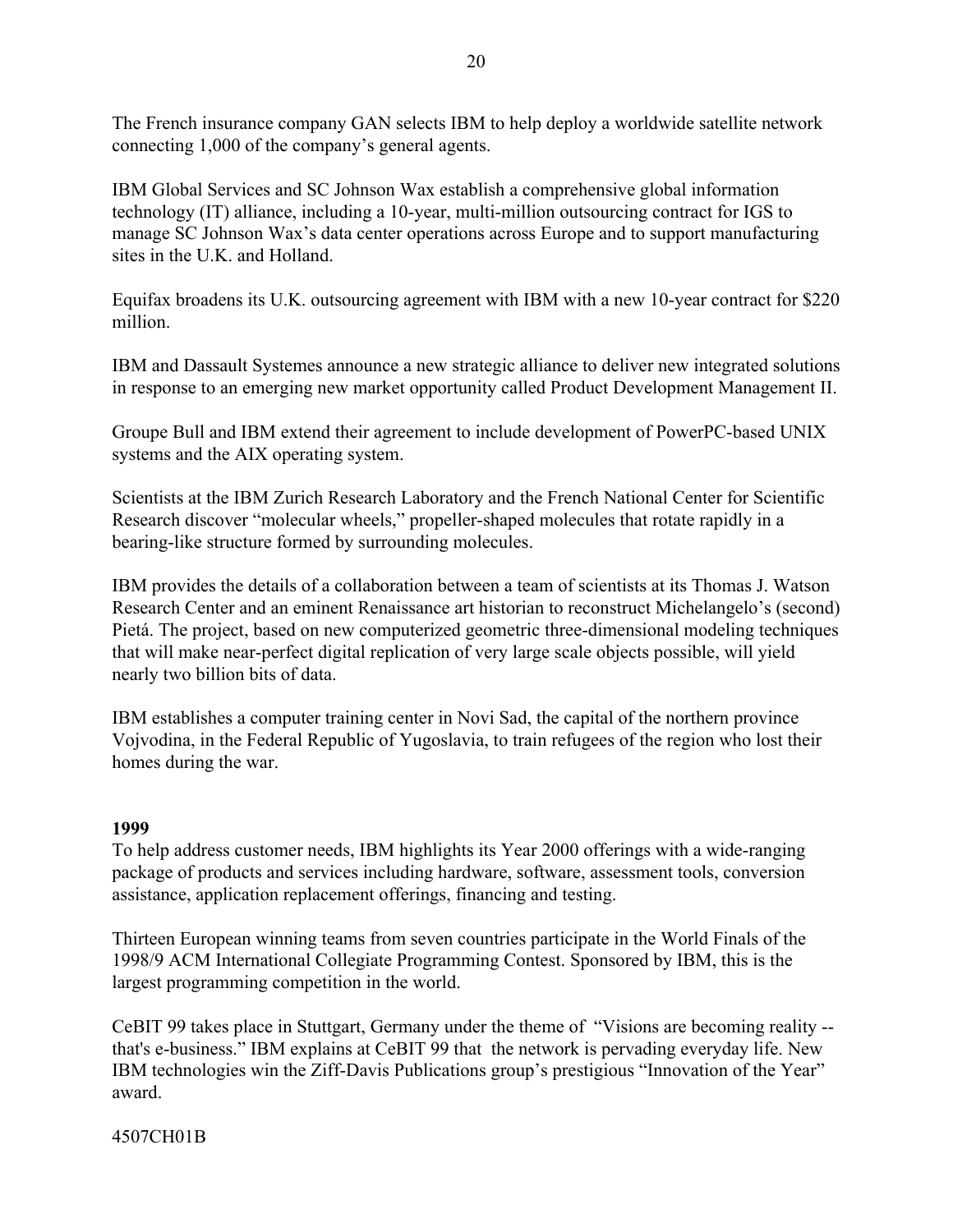The French insurance company GAN selects IBM to help deploy a worldwide satellite network connecting 1,000 of the company's general agents.

IBM Global Services and SC Johnson Wax establish a comprehensive global information technology (IT) alliance, including a 10-year, multi-million outsourcing contract for IGS to manage SC Johnson Wax's data center operations across Europe and to support manufacturing sites in the U.K. and Holland.

Equifax broadens its U.K. outsourcing agreement with IBM with a new 10-year contract for $220 million.

IBM and Dassault Systemes announce a new strategic alliance to deliver new integrated solutions in response to an emerging new market opportunity called Product Development Management II.

Groupe Bull and IBM extend their agreement to include development of PowerPC-based UNIX systems and the AIX operating system.

Scientists at the IBM Zurich Research Laboratory and the French National Center for Scientific Research discover "molecular wheels," propeller-shaped molecules that rotate rapidly in a bearing-like structure formed by surrounding molecules.

IBM provides the details of a collaboration between a team of scientists at its Thomas J. Watson Research Center and an eminent Renaissance art historian to reconstruct Michelangelo's (second) Pietá. The project, based on new computerized geometric three-dimensional modeling techniques that will make near-perfect digital replication of very large scale objects possible, will yield nearly two billion bits of data.

IBM establishes a computer training center in Novi Sad, the capital of the northern province Vojvodina, in the Federal Republic of Yugoslavia, to train refugees of the region who lost their homes during the war.

**1999**

To help address customer needs, IBM highlights its Year 2000 offerings with a wide-ranging package of products and services including hardware, software, assessment tools, conversion assistance, application replacement offerings, financing and testing.

Thirteen European winning teams from seven countries participate in the World Finals of the 1998/9 ACM International Collegiate Programming Contest. Sponsored by IBM, this is the largest programming competition in the world.

CeBIT 99 takes place in Stuttgart, Germany under the theme of "Visions are becoming reality -- that's e-business." IBM explains at CeBIT 99 that the network is pervading everyday life. New IBM technologies win the Ziff-Davis Publications group's prestigious "Innovation of the Year" award.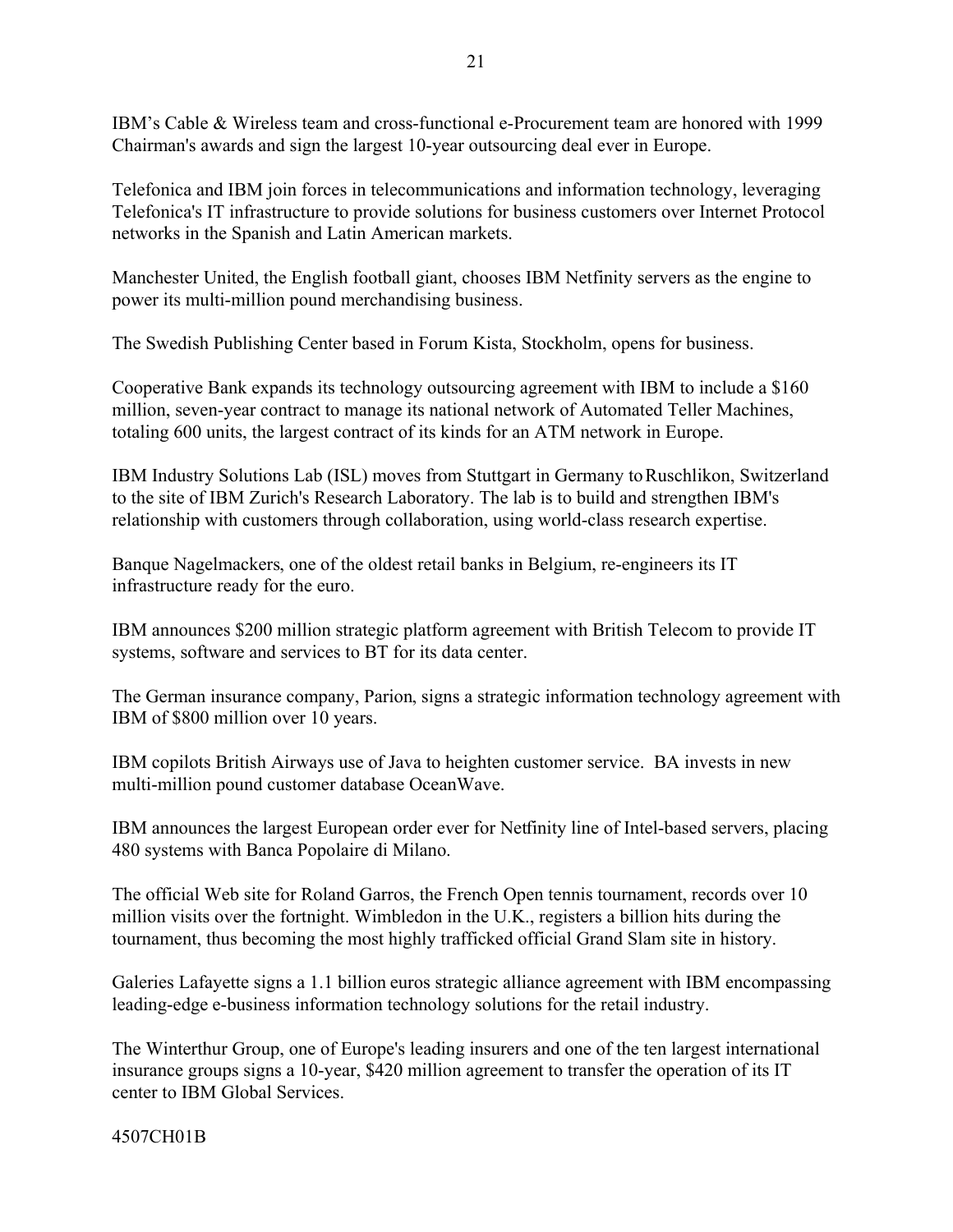IBM's Cable & Wireless team and cross-functional e-Procurement team are honored with 1999 Chairman's awards and sign the largest 10-year outsourcing deal ever in Europe.

Telefonica and IBM join forces in telecommunications and information technology, leveraging Telefonica's IT infrastructure to provide solutions for business customers over Internet Protocol networks in the Spanish and Latin American markets.

Manchester United, the English football giant, chooses IBM Netfinity servers as the engine to power its multi-million pound merchandising business.

The Swedish Publishing Center based in Forum Kista, Stockholm, opens for business.

Cooperative Bank expands its technology outsourcing agreement with IBM to include a $160 million, seven-year contract to manage its national network of Automated Teller Machines, totaling 600 units, the largest contract of its kinds for an ATM network in Europe.

IBM Industry Solutions Lab (ISL) moves from Stuttgart in Germany to Ruschlikon, Switzerland to the site of IBM Zurich's Research Laboratory. The lab is to build and strengthen IBM's relationship with customers through collaboration, using world-class research expertise.

Banque Nagelmackers, one of the oldest retail banks in Belgium, re-engineers its IT infrastructure ready for the euro.

IBM announces $200 million strategic platform agreement with British Telecom to provide IT systems, software and services to BT for its data center.

The German insurance company, Parion, signs a strategic information technology agreement with IBM of $800 million over 10 years.

IBM copilots British Airways use of Java to heighten customer service. BA invests in new multi-million pound customer database OceanWave.

IBM announces the largest European order ever for Netfinity line of Intel-based servers, placing 480 systems with Banca Popolaire di Milano.

The official Web site for Roland Garros, the French Open tennis tournament, records over 10 million visits over the fortnight. Wimbledon in the U.K., registers a billion hits during the tournament, thus becoming the most highly trafficked official Grand Slam site in history.

Galeries Lafayette signs a 1.1 billion euros strategic alliance agreement with IBM encompassing leading-edge e-business information technology solutions for the retail industry.

The Winterthur Group, one of Europe's leading insurers and one of the ten largest international insurance groups signs a 10-year, $420 million agreement to transfer the operation of its IT center to IBM Global Services.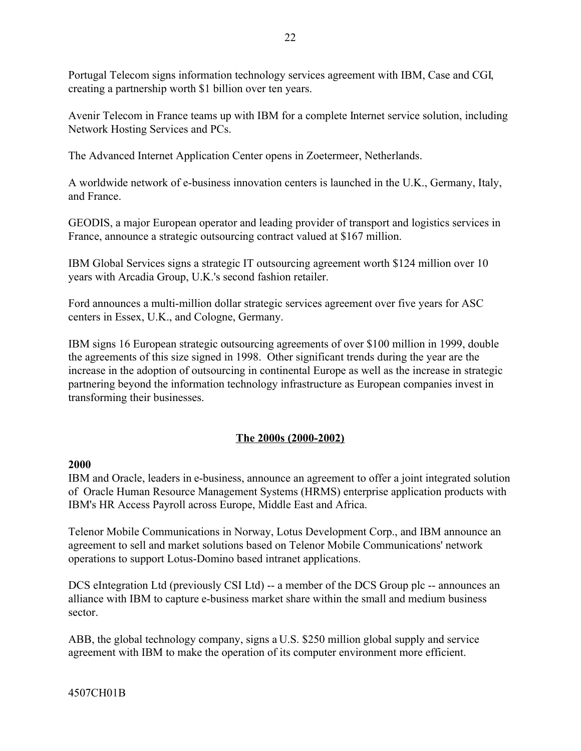Portugal Telecom signs information technology services agreement with IBM, Case and CGI, creating a partnership worth $1 billion over ten years.

Avenir Telecom in France teams up with IBM for a complete Internet service solution, including Network Hosting Services and PCs.

The Advanced Internet Application Center opens in Zoetermeer, Netherlands.

A worldwide network of e-business innovation centers is launched in the U.K., Germany, Italy, and France.

GEODIS, a major European operator and leading provider of transport and logistics services in France, announce a strategic outsourcing contract valued at $167 million.

IBM Global Services signs a strategic IT outsourcing agreement worth $124 million over 10 years with Arcadia Group, U.K.'s second fashion retailer.

Ford announces a multi-million dollar strategic services agreement over five years for ASC centers in Essex, U.K., and Cologne, Germany.

IBM signs 16 European strategic outsourcing agreements of over $100 million in 1999, double the agreements of this size signed in 1998. Other significant trends during the year are the increase in the adoption of outsourcing in continental Europe as well as the increase in strategic partnering beyond the information technology infrastructure as European companies invest in transforming their businesses.

## The 2000s (2000-2002)

**2000**

IBM and Oracle, leaders in e-business, announce an agreement to offer a joint integrated solution of Oracle Human Resource Management Systems (HRMS) enterprise application products with IBM's HR Access Payroll across Europe, Middle East and Africa.

Telenor Mobile Communications in Norway, Lotus Development Corp., and IBM announce an agreement to sell and market solutions based on Telenor Mobile Communications' network operations to support Lotus-Domino based intranet applications.

DCS eIntegration Ltd (previously CSI Ltd) -- a member of the DCS Group plc -- announces an alliance with IBM to capture e-business market share within the small and medium business sector.

ABB, the global technology company, signs a U.S. $250 million global supply and service agreement with IBM to make the operation of its computer environment more efficient.

4507CH01B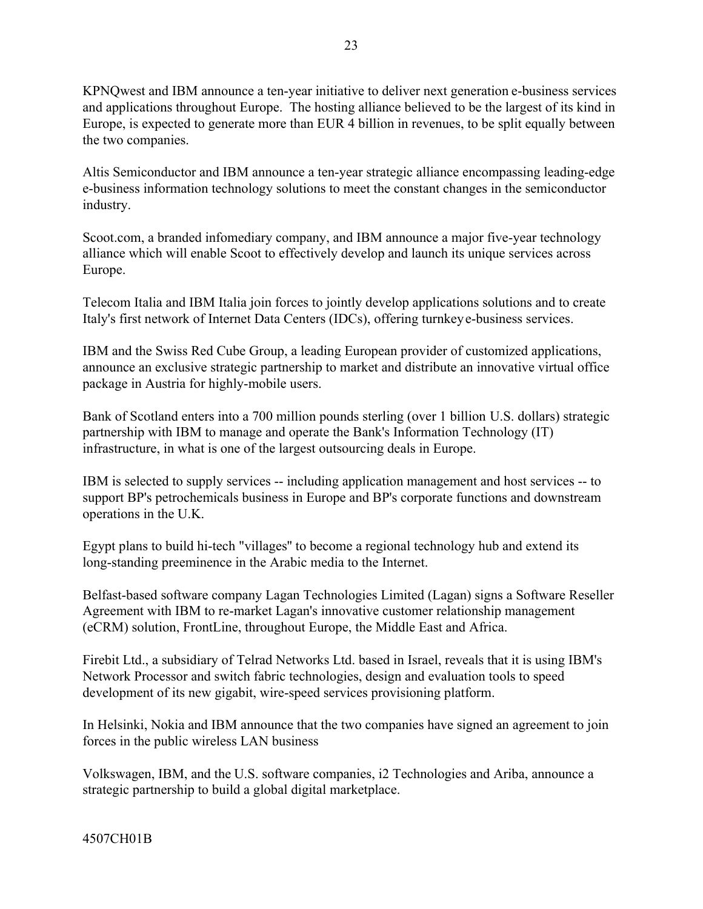KPNQwest and IBM announce a ten-year initiative to deliver next generation e-business services and applications throughout Europe. The hosting alliance believed to be the largest of its kind in Europe, is expected to generate more than EUR 4 billion in revenues, to be split equally between the two companies.

Altis Semiconductor and IBM announce a ten-year strategic alliance encompassing leading-edge e-business information technology solutions to meet the constant changes in the semiconductor industry.

Scoot.com, a branded infomediary company, and IBM announce a major five-year technology alliance which will enable Scoot to effectively develop and launch its unique services across Europe.

Telecom Italia and IBM Italia join forces to jointly develop applications solutions and to create Italy's first network of Internet Data Centers (IDCs), offering turnkey e-business services.

IBM and the Swiss Red Cube Group, a leading European provider of customized applications, announce an exclusive strategic partnership to market and distribute an innovative virtual office package in Austria for highly-mobile users.

Bank of Scotland enters into a 700 million pounds sterling (over 1 billion U.S. dollars) strategic partnership with IBM to manage and operate the Bank's Information Technology (IT) infrastructure, in what is one of the largest outsourcing deals in Europe.

IBM is selected to supply services -- including application management and host services -- to support BP's petrochemicals business in Europe and BP's corporate functions and downstream operations in the U.K.

Egypt plans to build hi-tech "villages" to become a regional technology hub and extend its long-standing preeminence in the Arabic media to the Internet.

Belfast-based software company Lagan Technologies Limited (Lagan) signs a Software Reseller Agreement with IBM to re-market Lagan's innovative customer relationship management (eCRM) solution, FrontLine, throughout Europe, the Middle East and Africa.

Firebit Ltd., a subsidiary of Telrad Networks Ltd. based in Israel, reveals that it is using IBM's Network Processor and switch fabric technologies, design and evaluation tools to speed development of its new gigabit, wire-speed services provisioning platform.

In Helsinki, Nokia and IBM announce that the two companies have signed an agreement to join forces in the public wireless LAN business

Volkswagen, IBM, and the U.S. software companies, i2 Technologies and Ariba, announce a strategic partnership to build a global digital marketplace.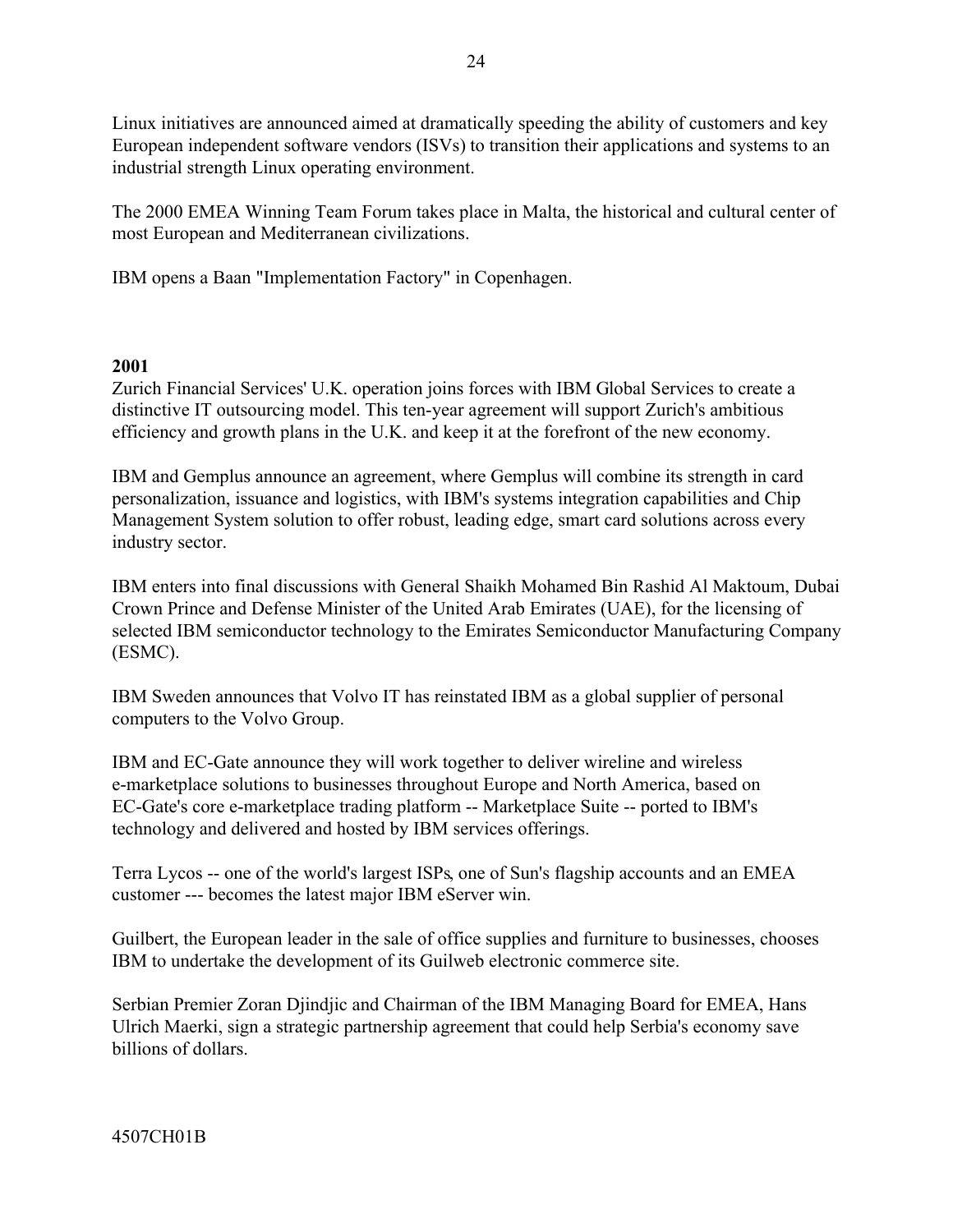Linux initiatives are announced aimed at dramatically speeding the ability of customers and key European independent software vendors (ISVs) to transition their applications and systems to an industrial strength Linux operating environment.

The 2000 EMEA Winning Team Forum takes place in Malta, the historical and cultural center of most European and Mediterranean civilizations.

IBM opens a Baan "Implementation Factory" in Copenhagen.

**2001**

Zurich Financial Services' U.K. operation joins forces with IBM Global Services to create a distinctive IT outsourcing model. This ten-year agreement will support Zurich's ambitious efficiency and growth plans in the U.K. and keep it at the forefront of the new economy.

IBM and Gemplus announce an agreement, where Gemplus will combine its strength in card personalization, issuance and logistics, with IBM's systems integration capabilities and Chip Management System solution to offer robust, leading edge, smart card solutions across every industry sector.

IBM enters into final discussions with General Shaikh Mohamed Bin Rashid Al Maktoum, Dubai Crown Prince and Defense Minister of the United Arab Emirates (UAE), for the licensing of selected IBM semiconductor technology to the Emirates Semiconductor Manufacturing Company (ESMC).

IBM Sweden announces that Volvo IT has reinstated IBM as a global supplier of personal computers to the Volvo Group.

IBM and EC-Gate announce they will work together to deliver wireline and wireless e-marketplace solutions to businesses throughout Europe and North America, based on EC-Gate's core e-marketplace trading platform -- Marketplace Suite -- ported to IBM's technology and delivered and hosted by IBM services offerings.

Terra Lycos -- one of the world's largest ISPs, one of Sun's flagship accounts and an EMEA customer --- becomes the latest major IBM eServer win.

Guilbert, the European leader in the sale of office supplies and furniture to businesses, chooses IBM to undertake the development of its Guilweb electronic commerce site.

Serbian Premier Zoran Djindjic and Chairman of the IBM Managing Board for EMEA, Hans Ulrich Maerki, sign a strategic partnership agreement that could help Serbia's economy save billions of dollars.

4507CH01B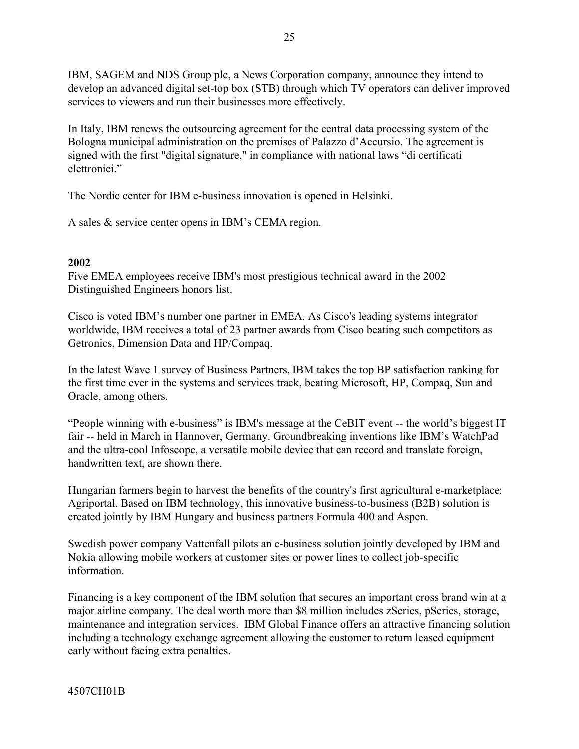IBM, SAGEM and NDS Group plc, a News Corporation company, announce they intend to develop an advanced digital set-top box (STB) through which TV operators can deliver improved services to viewers and run their businesses more effectively.

In Italy, IBM renews the outsourcing agreement for the central data processing system of the Bologna municipal administration on the premises of Palazzo d'Accursio. The agreement is signed with the first "digital signature," in compliance with national laws "di certificati elettronici."

The Nordic center for IBM e-business innovation is opened in Helsinki.

A sales & service center opens in IBM's CEMA region.

**2002**

Five EMEA employees receive IBM's most prestigious technical award in the 2002 Distinguished Engineers honors list.

Cisco is voted IBM's number one partner in EMEA. As Cisco's leading systems integrator worldwide, IBM receives a total of 23 partner awards from Cisco beating such competitors as Getronics, Dimension Data and HP/Compaq.

In the latest Wave 1 survey of Business Partners, IBM takes the top BP satisfaction ranking for the first time ever in the systems and services track, beating Microsoft, HP, Compaq, Sun and Oracle, among others.

"People winning with e-business" is IBM's message at the CeBIT event -- the world's biggest IT fair -- held in March in Hannover, Germany. Groundbreaking inventions like IBM's WatchPad and the ultra-cool Infoscope, a versatile mobile device that can record and translate foreign, handwritten text, are shown there.

Hungarian farmers begin to harvest the benefits of the country's first agricultural e-marketplace: Agriportal. Based on IBM technology, this innovative business-to-business (B2B) solution is created jointly by IBM Hungary and business partners Formula 400 and Aspen.

Swedish power company Vattenfall pilots an e-business solution jointly developed by IBM and Nokia allowing mobile workers at customer sites or power lines to collect job-specific information.

Financing is a key component of the IBM solution that secures an important cross brand win at a major airline company. The deal worth more than $8 million includes zSeries, pSeries, storage, maintenance and integration services. IBM Global Finance offers an attractive financing solution including a technology exchange agreement allowing the customer to return leased equipment early without facing extra penalties.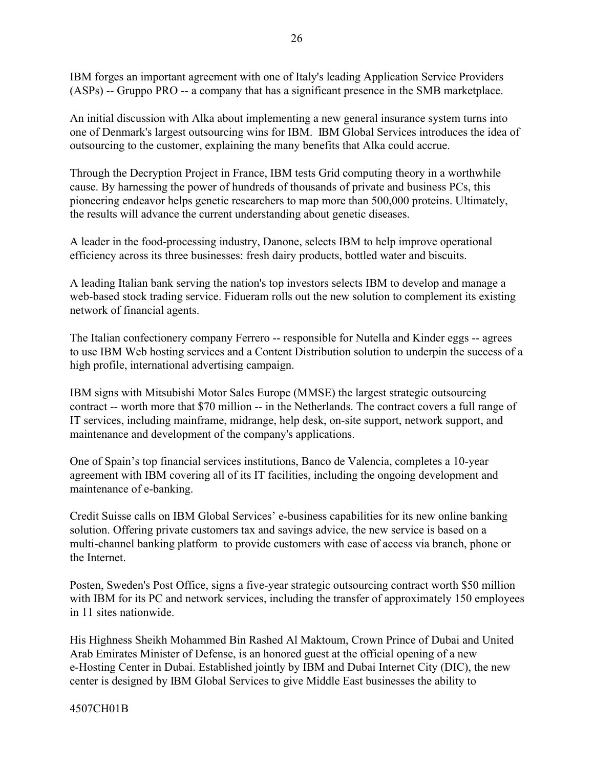IBM forges an important agreement with one of Italy's leading Application Service Providers (ASPs) -- Gruppo PRO -- a company that has a significant presence in the SMB marketplace.

An initial discussion with Alka about implementing a new general insurance system turns into one of Denmark's largest outsourcing wins for IBM. IBM Global Services introduces the idea of outsourcing to the customer, explaining the many benefits that Alka could accrue.

Through the Decryption Project in France, IBM tests Grid computing theory in a worthwhile cause. By harnessing the power of hundreds of thousands of private and business PCs, this pioneering endeavor helps genetic researchers to map more than 500,000 proteins. Ultimately, the results will advance the current understanding about genetic diseases.

A leader in the food-processing industry, Danone, selects IBM to help improve operational efficiency across its three businesses: fresh dairy products, bottled water and biscuits.

A leading Italian bank serving the nation's top investors selects IBM to develop and manage a web-based stock trading service. Fideuram rolls out the new solution to complement its existing network of financial agents.

The Italian confectionery company Ferrero -- responsible for Nutella and Kinder eggs -- agrees to use IBM Web hosting services and a Content Distribution solution to underpin the success of a high profile, international advertising campaign.

IBM signs with Mitsubishi Motor Sales Europe (MMSE) the largest strategic outsourcing contract -- worth more that $70 million -- in the Netherlands. The contract covers a full range of IT services, including mainframe, midrange, help desk, on-site support, network support, and maintenance and development of the company's applications.

One of Spain's top financial services institutions, Banco de Valencia, completes a 10-year agreement with IBM covering all of its IT facilities, including the ongoing development and maintenance of e-banking.

Credit Suisse calls on IBM Global Services' e-business capabilities for its new online banking solution. Offering private customers tax and savings advice, the new service is based on a multi-channel banking platform to provide customers with ease of access via branch, phone or the Internet.

Posten, Sweden's Post Office, signs a five-year strategic outsourcing contract worth $50 million with IBM for its PC and network services, including the transfer of approximately 150 employees in 11 sites nationwide.

His Highness Sheikh Mohammed Bin Rashed Al Maktoum, Crown Prince of Dubai and United Arab Emirates Minister of Defense, is an honored guest at the official opening of a new e-Hosting Center in Dubai. Established jointly by IBM and Dubai Internet City (DIC), the new center is designed by IBM Global Services to give Middle East businesses the ability to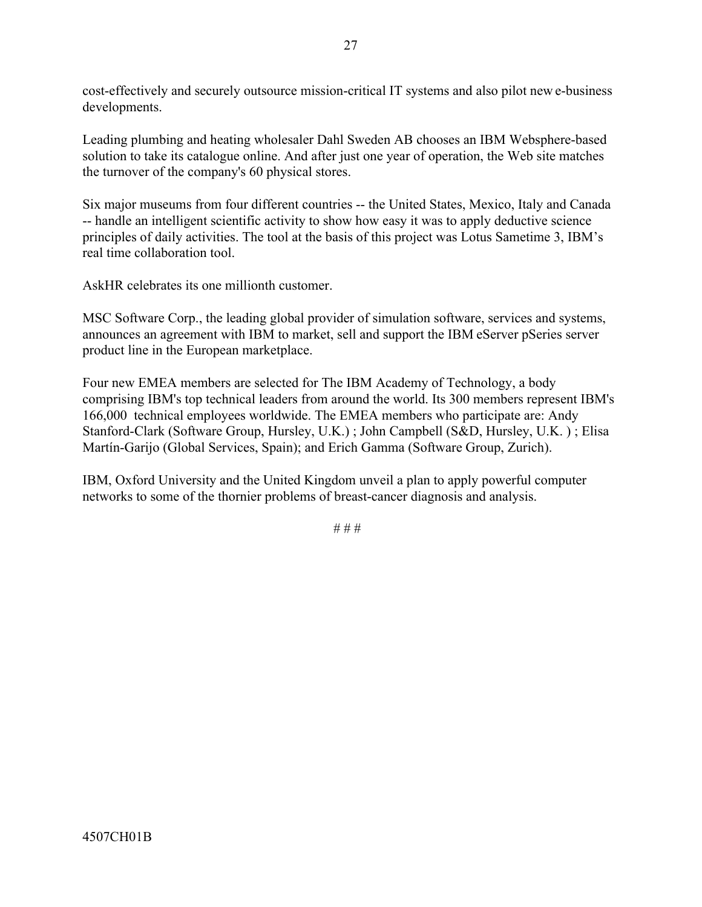cost-effectively and securely outsource mission-critical IT systems and also pilot new e-business developments.

Leading plumbing and heating wholesaler Dahl Sweden AB chooses an IBM Websphere-based solution to take its catalogue online. And after just one year of operation, the Web site matches the turnover of the company's 60 physical stores.

Six major museums from four different countries -- the United States, Mexico, Italy and Canada -- handle an intelligent scientific activity to show how easy it was to apply deductive science principles of daily activities. The tool at the basis of this project was Lotus Sametime 3, IBM's real time collaboration tool.

AskHR celebrates its one millionth customer.

MSC Software Corp., the leading global provider of simulation software, services and systems, announces an agreement with IBM to market, sell and support the IBM eServer pSeries server product line in the European marketplace.

Four new EMEA members are selected for The IBM Academy of Technology, a body comprising IBM's top technical leaders from around the world. Its 300 members represent IBM's 166,000 technical employees worldwide. The EMEA members who participate are: Andy Stanford-Clark (Software Group, Hursley, U.K.) ; John Campbell (S&D, Hursley, U.K. ) ; Elisa Martín-Garijo (Global Services, Spain); and Erich Gamma (Software Group, Zurich).

IBM, Oxford University and the United Kingdom unveil a plan to apply powerful computer networks to some of the thornier problems of breast-cancer diagnosis and analysis.

# # #

4507CH01B